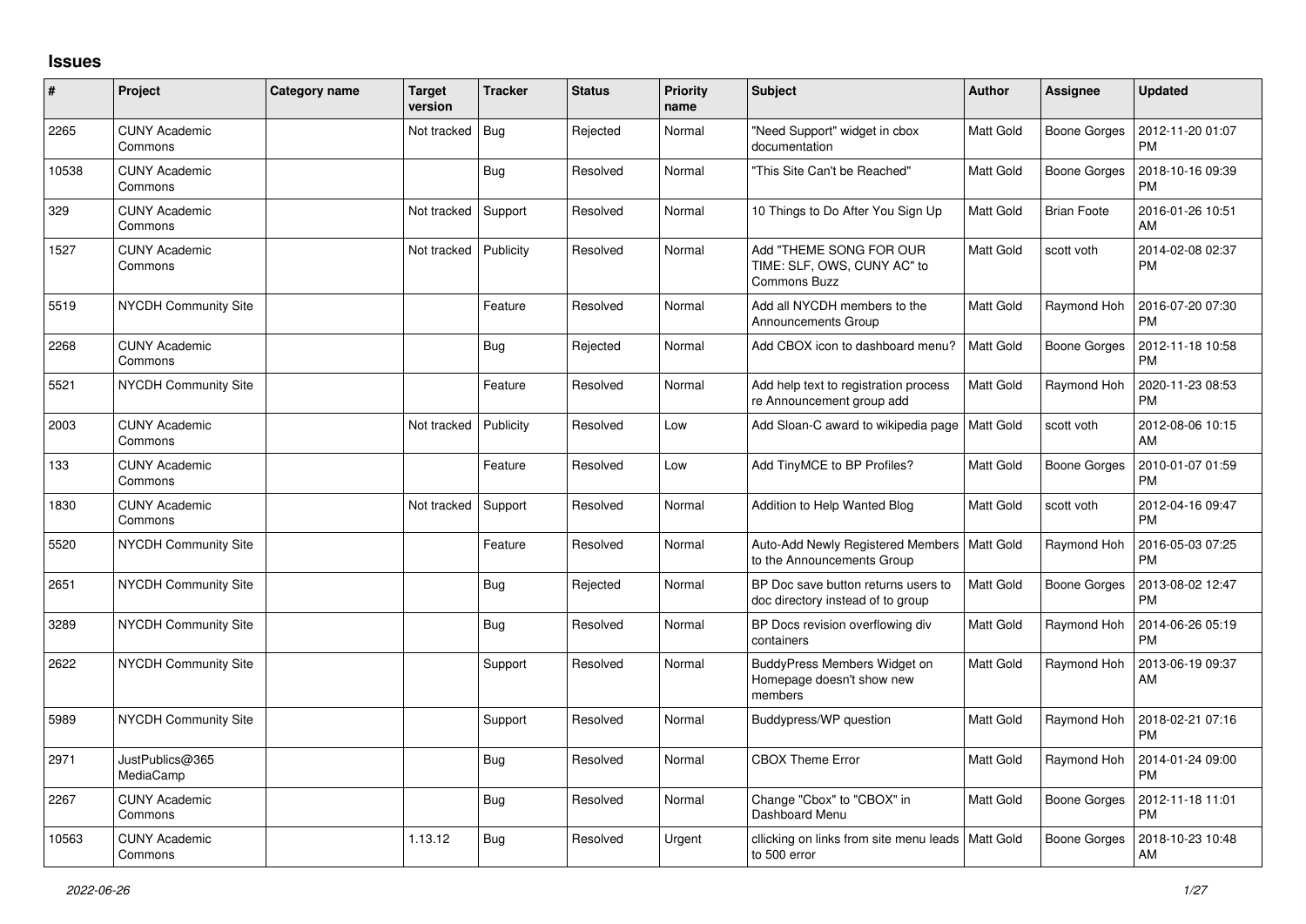## Issues

| # | Project | Category name | Target version | Tracker | Status | Priority name | Subject | Author | Assignee | Updated |
|---|---|---|---|---|---|---|---|---|---|---|
| 2265 | CUNY Academic Commons | | Not tracked | Bug | Rejected | Normal | "Need Support" widget in cbox documentation | Matt Gold | Boone Gorges | 2012-11-20 01:07 PM |
| 10538 | CUNY Academic Commons | | | Bug | Resolved | Normal | "This Site Can't be Reached" | Matt Gold | Boone Gorges | 2018-10-16 09:39 PM |
| 329 | CUNY Academic Commons | | Not tracked | Support | Resolved | Normal | 10 Things to Do After You Sign Up | Matt Gold | Brian Foote | 2016-01-26 10:51 AM |
| 1527 | CUNY Academic Commons | | Not tracked | Publicity | Resolved | Normal | Add "THEME SONG FOR OUR TIME: SLF, OWS, CUNY AC" to Commons Buzz | Matt Gold | scott voth | 2014-02-08 02:37 PM |
| 5519 | NYCDH Community Site | | | Feature | Resolved | Normal | Add all NYCDH members to the Announcements Group | Matt Gold | Raymond Hoh | 2016-07-20 07:30 PM |
| 2268 | CUNY Academic Commons | | | Bug | Rejected | Normal | Add CBOX icon to dashboard menu? | Matt Gold | Boone Gorges | 2012-11-18 10:58 PM |
| 5521 | NYCDH Community Site | | | Feature | Resolved | Normal | Add help text to registration process re Announcement group add | Matt Gold | Raymond Hoh | 2020-11-23 08:53 PM |
| 2003 | CUNY Academic Commons | | Not tracked | Publicity | Resolved | Low | Add Sloan-C award to wikipedia page | Matt Gold | scott voth | 2012-08-06 10:15 AM |
| 133 | CUNY Academic Commons | | | Feature | Resolved | Low | Add TinyMCE to BP Profiles? | Matt Gold | Boone Gorges | 2010-01-07 01:59 PM |
| 1830 | CUNY Academic Commons | | Not tracked | Support | Resolved | Normal | Addition to Help Wanted Blog | Matt Gold | scott voth | 2012-04-16 09:47 PM |
| 5520 | NYCDH Community Site | | | Feature | Resolved | Normal | Auto-Add Newly Registered Members to the Announcements Group | Matt Gold | Raymond Hoh | 2016-05-03 07:25 PM |
| 2651 | NYCDH Community Site | | | Bug | Rejected | Normal | BP Doc save button returns users to doc directory instead of to group | Matt Gold | Boone Gorges | 2013-08-02 12:47 PM |
| 3289 | NYCDH Community Site | | | Bug | Resolved | Normal | BP Docs revision overflowing div containers | Matt Gold | Raymond Hoh | 2014-06-26 05:19 PM |
| 2622 | NYCDH Community Site | | | Support | Resolved | Normal | BuddyPress Members Widget on Homepage doesn't show new members | Matt Gold | Raymond Hoh | 2013-06-19 09:37 AM |
| 5989 | NYCDH Community Site | | | Support | Resolved | Normal | Buddypress/WP question | Matt Gold | Raymond Hoh | 2018-02-21 07:16 PM |
| 2971 | JustPublics@365 MediaCamp | | | Bug | Resolved | Normal | CBOX Theme Error | Matt Gold | Raymond Hoh | 2014-01-24 09:00 PM |
| 2267 | CUNY Academic Commons | | | Bug | Resolved | Normal | Change "Cbox" to "CBOX" in Dashboard Menu | Matt Gold | Boone Gorges | 2012-11-18 11:01 PM |
| 10563 | CUNY Academic Commons | | 1.13.12 | Bug | Resolved | Urgent | cllicking on links from site menu leads to 500 error | Matt Gold | Boone Gorges | 2018-10-23 10:48 AM |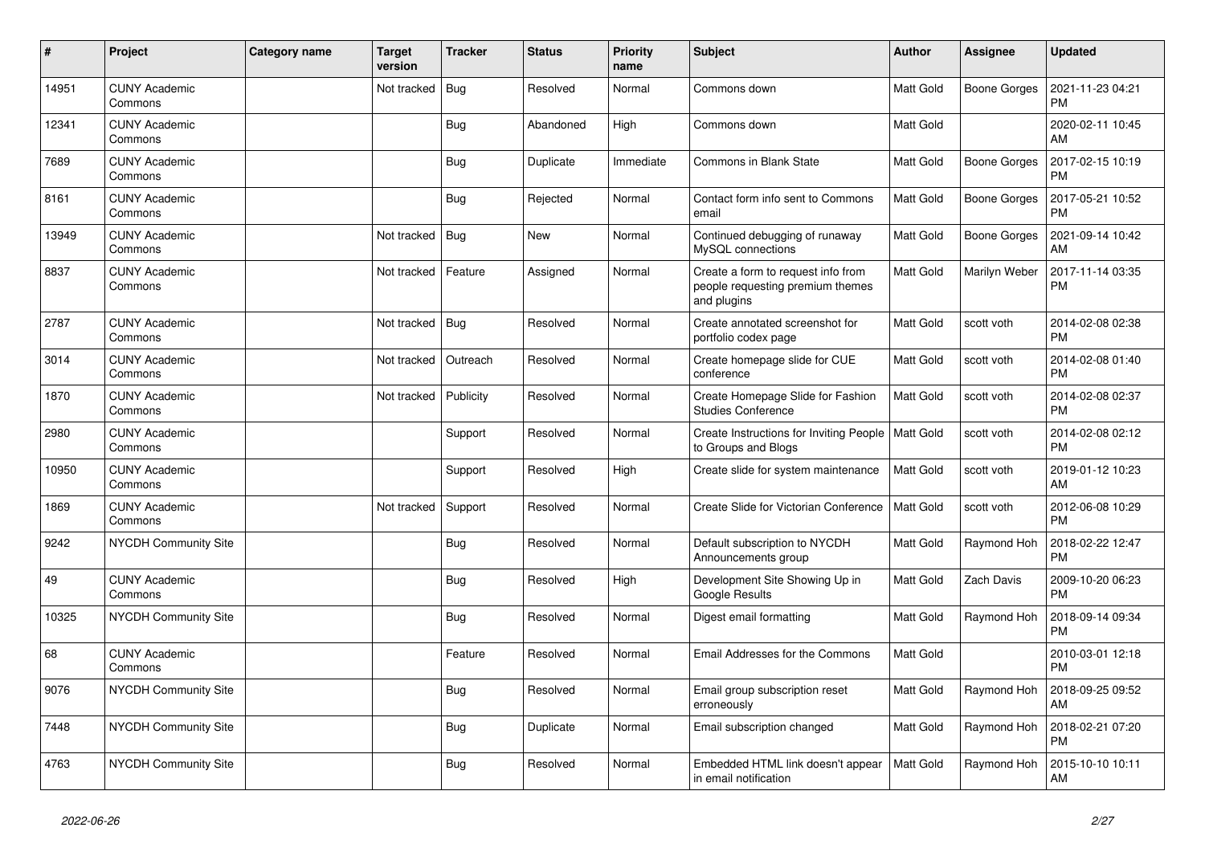| # | Project | Category name | Target version | Tracker | Status | Priority name | Subject | Author | Assignee | Updated |
|---|---|---|---|---|---|---|---|---|---|---|
| 14951 | CUNY Academic Commons | | Not tracked | Bug | Resolved | Normal | Commons down | Matt Gold | Boone Gorges | 2021-11-23 04:21 PM |
| 12341 | CUNY Academic Commons | | | Bug | Abandoned | High | Commons down | Matt Gold | | 2020-02-11 10:45 AM |
| 7689 | CUNY Academic Commons | | | Bug | Duplicate | Immediate | Commons in Blank State | Matt Gold | Boone Gorges | 2017-02-15 10:19 PM |
| 8161 | CUNY Academic Commons | | | Bug | Rejected | Normal | Contact form info sent to Commons email | Matt Gold | Boone Gorges | 2017-05-21 10:52 PM |
| 13949 | CUNY Academic Commons | | Not tracked | Bug | New | Normal | Continued debugging of runaway MySQL connections | Matt Gold | Boone Gorges | 2021-09-14 10:42 AM |
| 8837 | CUNY Academic Commons | | Not tracked | Feature | Assigned | Normal | Create a form to request info from people requesting premium themes and plugins | Matt Gold | Marilyn Weber | 2017-11-14 03:35 PM |
| 2787 | CUNY Academic Commons | | Not tracked | Bug | Resolved | Normal | Create annotated screenshot for portfolio codex page | Matt Gold | scott voth | 2014-02-08 02:38 PM |
| 3014 | CUNY Academic Commons | | Not tracked | Outreach | Resolved | Normal | Create homepage slide for CUE conference | Matt Gold | scott voth | 2014-02-08 01:40 PM |
| 1870 | CUNY Academic Commons | | Not tracked | Publicity | Resolved | Normal | Create Homepage Slide for Fashion Studies Conference | Matt Gold | scott voth | 2014-02-08 02:37 PM |
| 2980 | CUNY Academic Commons | | | Support | Resolved | Normal | Create Instructions for Inviting People to Groups and Blogs | Matt Gold | scott voth | 2014-02-08 02:12 PM |
| 10950 | CUNY Academic Commons | | | Support | Resolved | High | Create slide for system maintenance | Matt Gold | scott voth | 2019-01-12 10:23 AM |
| 1869 | CUNY Academic Commons | | Not tracked | Support | Resolved | Normal | Create Slide for Victorian Conference | Matt Gold | scott voth | 2012-06-08 10:29 PM |
| 9242 | NYCDH Community Site | | | Bug | Resolved | Normal | Default subscription to NYCDH Announcements group | Matt Gold | Raymond Hoh | 2018-02-22 12:47 PM |
| 49 | CUNY Academic Commons | | | Bug | Resolved | High | Development Site Showing Up in Google Results | Matt Gold | Zach Davis | 2009-10-20 06:23 PM |
| 10325 | NYCDH Community Site | | | Bug | Resolved | Normal | Digest email formatting | Matt Gold | Raymond Hoh | 2018-09-14 09:34 PM |
| 68 | CUNY Academic Commons | | | Feature | Resolved | Normal | Email Addresses for the Commons | Matt Gold | | 2010-03-01 12:18 PM |
| 9076 | NYCDH Community Site | | | Bug | Resolved | Normal | Email group subscription reset erroneously | Matt Gold | Raymond Hoh | 2018-09-25 09:52 AM |
| 7448 | NYCDH Community Site | | | Bug | Duplicate | Normal | Email subscription changed | Matt Gold | Raymond Hoh | 2018-02-21 07:20 PM |
| 4763 | NYCDH Community Site | | | Bug | Resolved | Normal | Embedded HTML link doesn't appear in email notification | Matt Gold | Raymond Hoh | 2015-10-10 10:11 AM |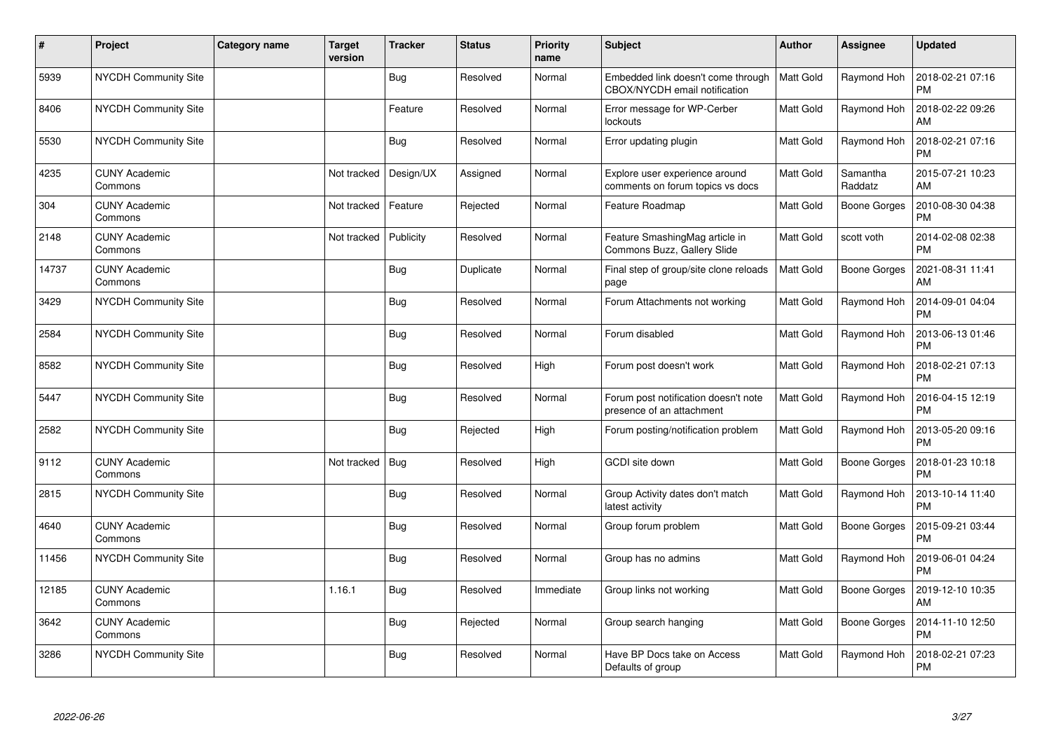| # | Project | Category name | Target version | Tracker | Status | Priority name | Subject | Author | Assignee | Updated |
|---|---|---|---|---|---|---|---|---|---|---|
| 5939 | NYCDH Community Site | | | Bug | Resolved | Normal | Embedded link doesn't come through CBOX/NYCDH email notification | Matt Gold | Raymond Hoh | 2018-02-21 07:16 PM |
| 8406 | NYCDH Community Site | | | Feature | Resolved | Normal | Error message for WP-Cerber lockouts | Matt Gold | Raymond Hoh | 2018-02-22 09:26 AM |
| 5530 | NYCDH Community Site | | | Bug | Resolved | Normal | Error updating plugin | Matt Gold | Raymond Hoh | 2018-02-21 07:16 PM |
| 4235 | CUNY Academic Commons | | Not tracked | Design/UX | Assigned | Normal | Explore user experience around comments on forum topics vs docs | Matt Gold | Samantha Raddatz | 2015-07-21 10:23 AM |
| 304 | CUNY Academic Commons | | Not tracked | Feature | Rejected | Normal | Feature Roadmap | Matt Gold | Boone Gorges | 2010-08-30 04:38 PM |
| 2148 | CUNY Academic Commons | | Not tracked | Publicity | Resolved | Normal | Feature SmashingMag article in Commons Buzz, Gallery Slide | Matt Gold | scott voth | 2014-02-08 02:38 PM |
| 14737 | CUNY Academic Commons | | | Bug | Duplicate | Normal | Final step of group/site clone reloads page | Matt Gold | Boone Gorges | 2021-08-31 11:41 AM |
| 3429 | NYCDH Community Site | | | Bug | Resolved | Normal | Forum Attachments not working | Matt Gold | Raymond Hoh | 2014-09-01 04:04 PM |
| 2584 | NYCDH Community Site | | | Bug | Resolved | Normal | Forum disabled | Matt Gold | Raymond Hoh | 2013-06-13 01:46 PM |
| 8582 | NYCDH Community Site | | | Bug | Resolved | High | Forum post doesn't work | Matt Gold | Raymond Hoh | 2018-02-21 07:13 PM |
| 5447 | NYCDH Community Site | | | Bug | Resolved | Normal | Forum post notification doesn't note presence of an attachment | Matt Gold | Raymond Hoh | 2016-04-15 12:19 PM |
| 2582 | NYCDH Community Site | | | Bug | Rejected | High | Forum posting/notification problem | Matt Gold | Raymond Hoh | 2013-05-20 09:16 PM |
| 9112 | CUNY Academic Commons | | Not tracked | Bug | Resolved | High | GCDI site down | Matt Gold | Boone Gorges | 2018-01-23 10:18 PM |
| 2815 | NYCDH Community Site | | | Bug | Resolved | Normal | Group Activity dates don't match latest activity | Matt Gold | Raymond Hoh | 2013-10-14 11:40 PM |
| 4640 | CUNY Academic Commons | | | Bug | Resolved | Normal | Group forum problem | Matt Gold | Boone Gorges | 2015-09-21 03:44 PM |
| 11456 | NYCDH Community Site | | | Bug | Resolved | Normal | Group has no admins | Matt Gold | Raymond Hoh | 2019-06-01 04:24 PM |
| 12185 | CUNY Academic Commons | | 1.16.1 | Bug | Resolved | Immediate | Group links not working | Matt Gold | Boone Gorges | 2019-12-10 10:35 AM |
| 3642 | CUNY Academic Commons | | | Bug | Rejected | Normal | Group search hanging | Matt Gold | Boone Gorges | 2014-11-10 12:50 PM |
| 3286 | NYCDH Community Site | | | Bug | Resolved | Normal | Have BP Docs take on Access Defaults of group | Matt Gold | Raymond Hoh | 2018-02-21 07:23 PM |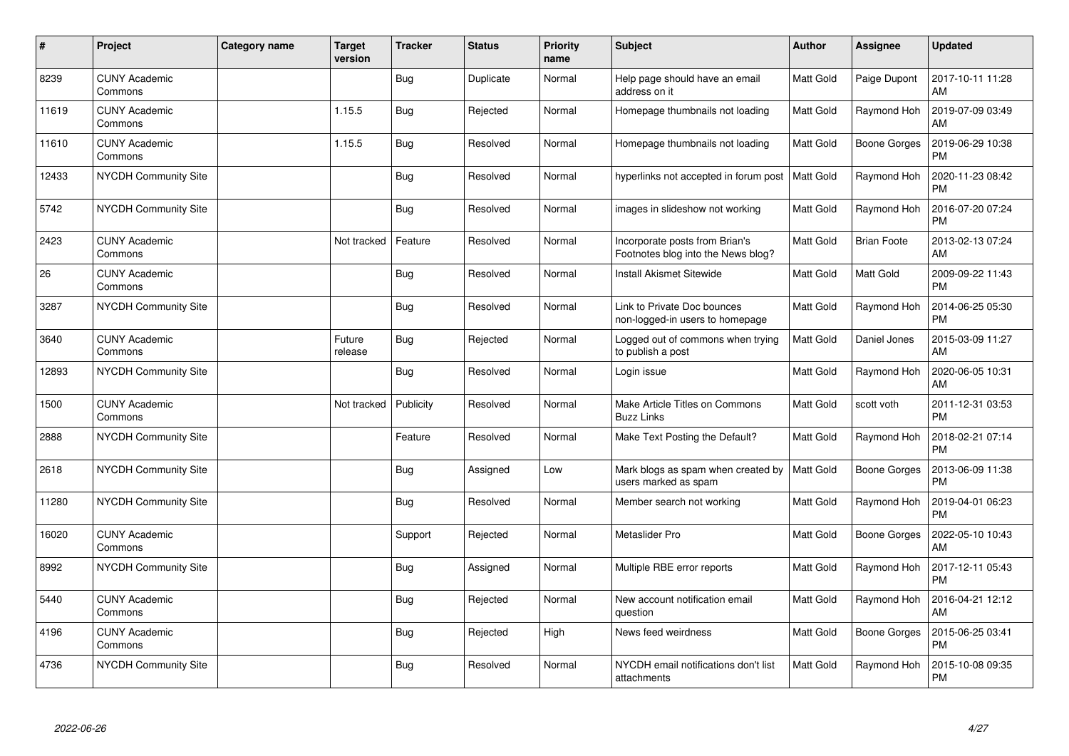| # | Project | Category name | Target version | Tracker | Status | Priority name | Subject | Author | Assignee | Updated |
|---|---|---|---|---|---|---|---|---|---|---|
| 8239 | CUNY Academic Commons | | | Bug | Duplicate | Normal | Help page should have an email address on it | Matt Gold | Paige Dupont | 2017-10-11 11:28 AM |
| 11619 | CUNY Academic Commons | | 1.15.5 | Bug | Rejected | Normal | Homepage thumbnails not loading | Matt Gold | Raymond Hoh | 2019-07-09 03:49 AM |
| 11610 | CUNY Academic Commons | | 1.15.5 | Bug | Resolved | Normal | Homepage thumbnails not loading | Matt Gold | Boone Gorges | 2019-06-29 10:38 PM |
| 12433 | NYCDH Community Site | | | Bug | Resolved | Normal | hyperlinks not accepted in forum post | Matt Gold | Raymond Hoh | 2020-11-23 08:42 PM |
| 5742 | NYCDH Community Site | | | Bug | Resolved | Normal | images in slideshow not working | Matt Gold | Raymond Hoh | 2016-07-20 07:24 PM |
| 2423 | CUNY Academic Commons | | Not tracked | Feature | Resolved | Normal | Incorporate posts from Brian's Footnotes blog into the News blog? | Matt Gold | Brian Foote | 2013-02-13 07:24 AM |
| 26 | CUNY Academic Commons | | | Bug | Resolved | Normal | Install Akismet Sitewide | Matt Gold | Matt Gold | 2009-09-22 11:43 PM |
| 3287 | NYCDH Community Site | | | Bug | Resolved | Normal | Link to Private Doc bounces non-logged-in users to homepage | Matt Gold | Raymond Hoh | 2014-06-25 05:30 PM |
| 3640 | CUNY Academic Commons | | Future release | Bug | Rejected | Normal | Logged out of commons when trying to publish a post | Matt Gold | Daniel Jones | 2015-03-09 11:27 AM |
| 12893 | NYCDH Community Site | | | Bug | Resolved | Normal | Login issue | Matt Gold | Raymond Hoh | 2020-06-05 10:31 AM |
| 1500 | CUNY Academic Commons | | Not tracked | Publicity | Resolved | Normal | Make Article Titles on Commons Buzz Links | Matt Gold | scott voth | 2011-12-31 03:53 PM |
| 2888 | NYCDH Community Site | | | Feature | Resolved | Normal | Make Text Posting the Default? | Matt Gold | Raymond Hoh | 2018-02-21 07:14 PM |
| 2618 | NYCDH Community Site | | | Bug | Assigned | Low | Mark blogs as spam when created by users marked as spam | Matt Gold | Boone Gorges | 2013-06-09 11:38 PM |
| 11280 | NYCDH Community Site | | | Bug | Resolved | Normal | Member search not working | Matt Gold | Raymond Hoh | 2019-04-01 06:23 PM |
| 16020 | CUNY Academic Commons | | | Support | Rejected | Normal | Metaslider Pro | Matt Gold | Boone Gorges | 2022-05-10 10:43 AM |
| 8992 | NYCDH Community Site | | | Bug | Assigned | Normal | Multiple RBE error reports | Matt Gold | Raymond Hoh | 2017-12-11 05:43 PM |
| 5440 | CUNY Academic Commons | | | Bug | Rejected | Normal | New account notification email question | Matt Gold | Raymond Hoh | 2016-04-21 12:12 AM |
| 4196 | CUNY Academic Commons | | | Bug | Rejected | High | News feed weirdness | Matt Gold | Boone Gorges | 2015-06-25 03:41 PM |
| 4736 | NYCDH Community Site | | | Bug | Resolved | Normal | NYCDH email notifications don't list attachments | Matt Gold | Raymond Hoh | 2015-10-08 09:35 PM |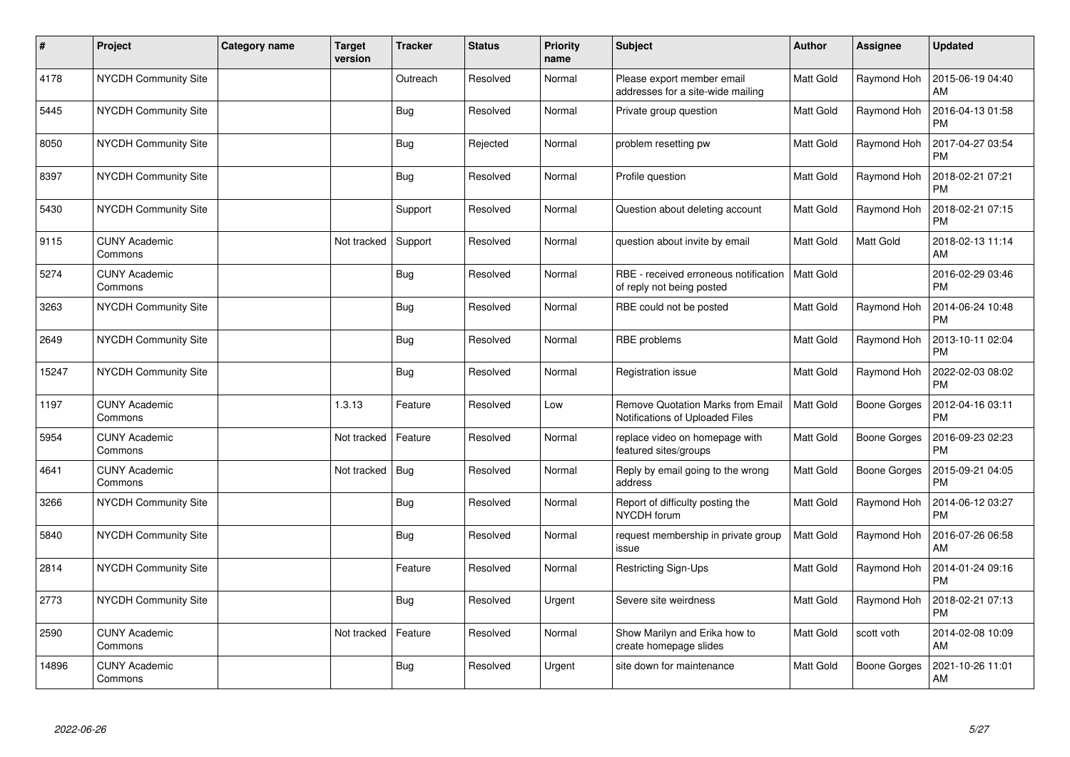| # | Project | Category name | Target version | Tracker | Status | Priority name | Subject | Author | Assignee | Updated |
|---|---|---|---|---|---|---|---|---|---|---|
| 4178 | NYCDH Community Site | | | Outreach | Resolved | Normal | Please export member email addresses for a site-wide mailing | Matt Gold | Raymond Hoh | 2015-06-19 04:40 AM |
| 5445 | NYCDH Community Site | | | Bug | Resolved | Normal | Private group question | Matt Gold | Raymond Hoh | 2016-04-13 01:58 PM |
| 8050 | NYCDH Community Site | | | Bug | Rejected | Normal | problem resetting pw | Matt Gold | Raymond Hoh | 2017-04-27 03:54 PM |
| 8397 | NYCDH Community Site | | | Bug | Resolved | Normal | Profile question | Matt Gold | Raymond Hoh | 2018-02-21 07:21 PM |
| 5430 | NYCDH Community Site | | | Support | Resolved | Normal | Question about deleting account | Matt Gold | Raymond Hoh | 2018-02-21 07:15 PM |
| 9115 | CUNY Academic Commons | | Not tracked | Support | Resolved | Normal | question about invite by email | Matt Gold | Matt Gold | 2018-02-13 11:14 AM |
| 5274 | CUNY Academic Commons | | | Bug | Resolved | Normal | RBE - received erroneous notification of reply not being posted | Matt Gold | | 2016-02-29 03:46 PM |
| 3263 | NYCDH Community Site | | | Bug | Resolved | Normal | RBE could not be posted | Matt Gold | Raymond Hoh | 2014-06-24 10:48 PM |
| 2649 | NYCDH Community Site | | | Bug | Resolved | Normal | RBE problems | Matt Gold | Raymond Hoh | 2013-10-11 02:04 PM |
| 15247 | NYCDH Community Site | | | Bug | Resolved | Normal | Registration issue | Matt Gold | Raymond Hoh | 2022-02-03 08:02 PM |
| 1197 | CUNY Academic Commons | | 1.3.13 | Feature | Resolved | Low | Remove Quotation Marks from Email Notifications of Uploaded Files | Matt Gold | Boone Gorges | 2012-04-16 03:11 PM |
| 5954 | CUNY Academic Commons | | Not tracked | Feature | Resolved | Normal | replace video on homepage with featured sites/groups | Matt Gold | Boone Gorges | 2016-09-23 02:23 PM |
| 4641 | CUNY Academic Commons | | Not tracked | Bug | Resolved | Normal | Reply by email going to the wrong address | Matt Gold | Boone Gorges | 2015-09-21 04:05 PM |
| 3266 | NYCDH Community Site | | | Bug | Resolved | Normal | Report of difficulty posting the NYCDH forum | Matt Gold | Raymond Hoh | 2014-06-12 03:27 PM |
| 5840 | NYCDH Community Site | | | Bug | Resolved | Normal | request membership in private group issue | Matt Gold | Raymond Hoh | 2016-07-26 06:58 AM |
| 2814 | NYCDH Community Site | | | Feature | Resolved | Normal | Restricting Sign-Ups | Matt Gold | Raymond Hoh | 2014-01-24 09:16 PM |
| 2773 | NYCDH Community Site | | | Bug | Resolved | Urgent | Severe site weirdness | Matt Gold | Raymond Hoh | 2018-02-21 07:13 PM |
| 2590 | CUNY Academic Commons | | Not tracked | Feature | Resolved | Normal | Show Marilyn and Erika how to create homepage slides | Matt Gold | scott voth | 2014-02-08 10:09 AM |
| 14896 | CUNY Academic Commons | | | Bug | Resolved | Urgent | site down for maintenance | Matt Gold | Boone Gorges | 2021-10-26 11:01 AM |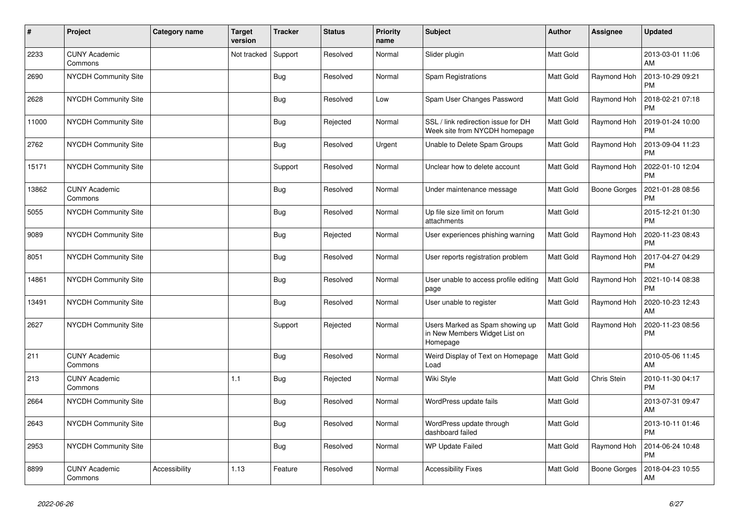| # | Project | Category name | Target version | Tracker | Status | Priority name | Subject | Author | Assignee | Updated |
|---|---|---|---|---|---|---|---|---|---|---|
| 2233 | CUNY Academic Commons | | Not tracked | Support | Resolved | Normal | Slider plugin | Matt Gold | | 2013-03-01 11:06 AM |
| 2690 | NYCDH Community Site | | | Bug | Resolved | Normal | Spam Registrations | Matt Gold | Raymond Hoh | 2013-10-29 09:21 PM |
| 2628 | NYCDH Community Site | | | Bug | Resolved | Low | Spam User Changes Password | Matt Gold | Raymond Hoh | 2018-02-21 07:18 PM |
| 11000 | NYCDH Community Site | | | Bug | Rejected | Normal | SSL / link redirection issue for DH Week site from NYCDH homepage | Matt Gold | Raymond Hoh | 2019-01-24 10:00 PM |
| 2762 | NYCDH Community Site | | | Bug | Resolved | Urgent | Unable to Delete Spam Groups | Matt Gold | Raymond Hoh | 2013-09-04 11:23 PM |
| 15171 | NYCDH Community Site | | | Support | Resolved | Normal | Unclear how to delete account | Matt Gold | Raymond Hoh | 2022-01-10 12:04 PM |
| 13862 | CUNY Academic Commons | | | Bug | Resolved | Normal | Under maintenance message | Matt Gold | Boone Gorges | 2021-01-28 08:56 PM |
| 5055 | NYCDH Community Site | | | Bug | Resolved | Normal | Up file size limit on forum attachments | Matt Gold | | 2015-12-21 01:30 PM |
| 9089 | NYCDH Community Site | | | Bug | Rejected | Normal | User experiences phishing warning | Matt Gold | Raymond Hoh | 2020-11-23 08:43 PM |
| 8051 | NYCDH Community Site | | | Bug | Resolved | Normal | User reports registration problem | Matt Gold | Raymond Hoh | 2017-04-27 04:29 PM |
| 14861 | NYCDH Community Site | | | Bug | Resolved | Normal | User unable to access profile editing page | Matt Gold | Raymond Hoh | 2021-10-14 08:38 PM |
| 13491 | NYCDH Community Site | | | Bug | Resolved | Normal | User unable to register | Matt Gold | Raymond Hoh | 2020-10-23 12:43 AM |
| 2627 | NYCDH Community Site | | | Support | Rejected | Normal | Users Marked as Spam showing up in New Members Widget List on Homepage | Matt Gold | Raymond Hoh | 2020-11-23 08:56 PM |
| 211 | CUNY Academic Commons | | | Bug | Resolved | Normal | Weird Display of Text on Homepage Load | Matt Gold | | 2010-05-06 11:45 AM |
| 213 | CUNY Academic Commons | | 1.1 | Bug | Rejected | Normal | Wiki Style | Matt Gold | Chris Stein | 2010-11-30 04:17 PM |
| 2664 | NYCDH Community Site | | | Bug | Resolved | Normal | WordPress update fails | Matt Gold | | 2013-07-31 09:47 AM |
| 2643 | NYCDH Community Site | | | Bug | Resolved | Normal | WordPress update through dashboard failed | Matt Gold | | 2013-10-11 01:46 PM |
| 2953 | NYCDH Community Site | | | Bug | Resolved | Normal | WP Update Failed | Matt Gold | Raymond Hoh | 2014-06-24 10:48 PM |
| 8899 | CUNY Academic Commons | Accessibility | 1.13 | Feature | Resolved | Normal | Accessibility Fixes | Matt Gold | Boone Gorges | 2018-04-23 10:55 AM |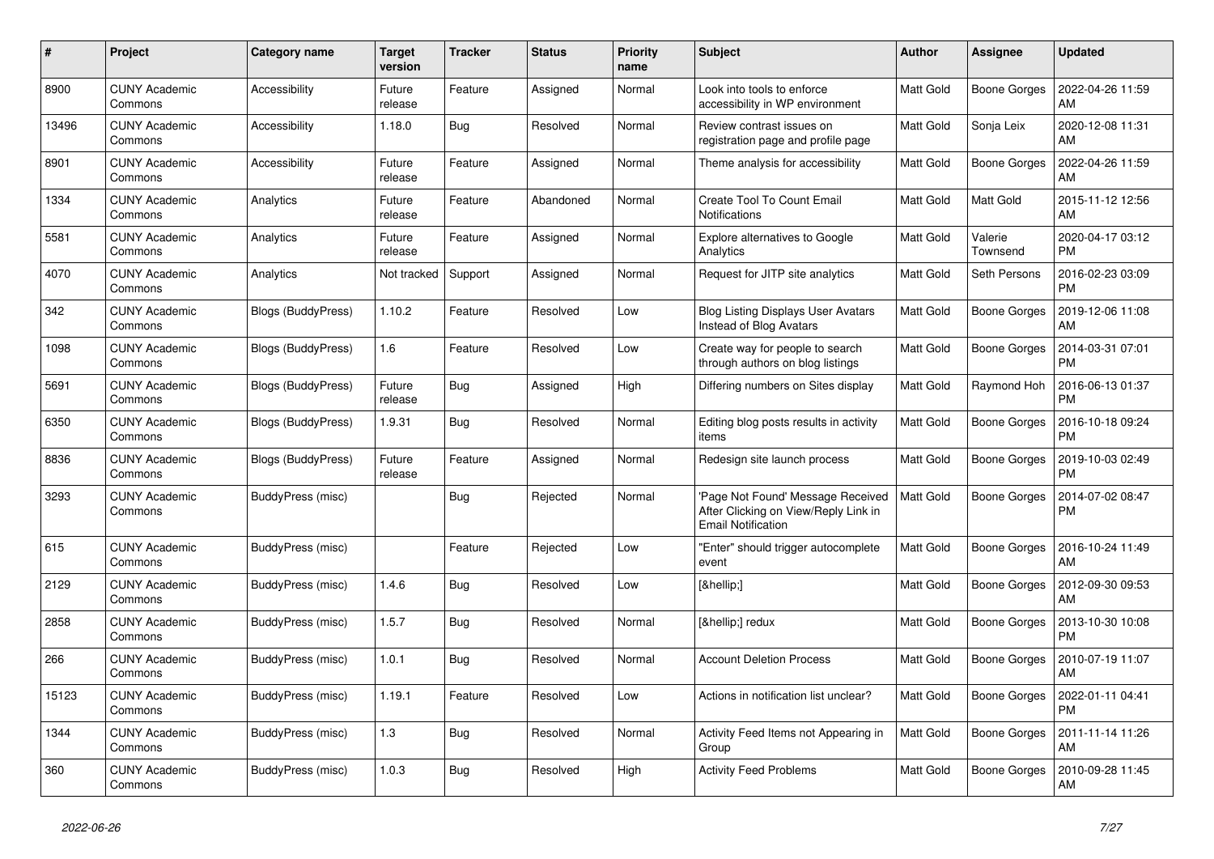| # | Project | Category name | Target version | Tracker | Status | Priority name | Subject | Author | Assignee | Updated |
|---|---|---|---|---|---|---|---|---|---|---|
| 8900 | CUNY Academic Commons | Accessibility | Future release | Feature | Assigned | Normal | Look into tools to enforce accessibility in WP environment | Matt Gold | Boone Gorges | 2022-04-26 11:59 AM |
| 13496 | CUNY Academic Commons | Accessibility | 1.18.0 | Bug | Resolved | Normal | Review contrast issues on registration page and profile page | Matt Gold | Sonja Leix | 2020-12-08 11:31 AM |
| 8901 | CUNY Academic Commons | Accessibility | Future release | Feature | Assigned | Normal | Theme analysis for accessibility | Matt Gold | Boone Gorges | 2022-04-26 11:59 AM |
| 1334 | CUNY Academic Commons | Analytics | Future release | Feature | Abandoned | Normal | Create Tool To Count Email Notifications | Matt Gold | Matt Gold | 2015-11-12 12:56 AM |
| 5581 | CUNY Academic Commons | Analytics | Future release | Feature | Assigned | Normal | Explore alternatives to Google Analytics | Matt Gold | Valerie Townsend | 2020-04-17 03:12 PM |
| 4070 | CUNY Academic Commons | Analytics | Not tracked | Support | Assigned | Normal | Request for JITP site analytics | Matt Gold | Seth Persons | 2016-02-23 03:09 PM |
| 342 | CUNY Academic Commons | Blogs (BuddyPress) | 1.10.2 | Feature | Resolved | Low | Blog Listing Displays User Avatars Instead of Blog Avatars | Matt Gold | Boone Gorges | 2019-12-06 11:08 AM |
| 1098 | CUNY Academic Commons | Blogs (BuddyPress) | 1.6 | Feature | Resolved | Low | Create way for people to search through authors on blog listings | Matt Gold | Boone Gorges | 2014-03-31 07:01 PM |
| 5691 | CUNY Academic Commons | Blogs (BuddyPress) | Future release | Bug | Assigned | High | Differing numbers on Sites display | Matt Gold | Raymond Hoh | 2016-06-13 01:37 PM |
| 6350 | CUNY Academic Commons | Blogs (BuddyPress) | 1.9.31 | Bug | Resolved | Normal | Editing blog posts results in activity items | Matt Gold | Boone Gorges | 2016-10-18 09:24 PM |
| 8836 | CUNY Academic Commons | Blogs (BuddyPress) | Future release | Feature | Assigned | Normal | Redesign site launch process | Matt Gold | Boone Gorges | 2019-10-03 02:49 PM |
| 3293 | CUNY Academic Commons | BuddyPress (misc) | | Bug | Rejected | Normal | 'Page Not Found' Message Received After Clicking on View/Reply Link in Email Notification | Matt Gold | Boone Gorges | 2014-07-02 08:47 PM |
| 615 | CUNY Academic Commons | BuddyPress (misc) | | Feature | Rejected | Low | "Enter" should trigger autocomplete event | Matt Gold | Boone Gorges | 2016-10-24 11:49 AM |
| 2129 | CUNY Academic Commons | BuddyPress (misc) | 1.4.6 | Bug | Resolved | Low | [&hellip;] | Matt Gold | Boone Gorges | 2012-09-30 09:53 AM |
| 2858 | CUNY Academic Commons | BuddyPress (misc) | 1.5.7 | Bug | Resolved | Normal | [&hellip;] redux | Matt Gold | Boone Gorges | 2013-10-30 10:08 PM |
| 266 | CUNY Academic Commons | BuddyPress (misc) | 1.0.1 | Bug | Resolved | Normal | Account Deletion Process | Matt Gold | Boone Gorges | 2010-07-19 11:07 AM |
| 15123 | CUNY Academic Commons | BuddyPress (misc) | 1.19.1 | Feature | Resolved | Low | Actions in notification list unclear? | Matt Gold | Boone Gorges | 2022-01-11 04:41 PM |
| 1344 | CUNY Academic Commons | BuddyPress (misc) | 1.3 | Bug | Resolved | Normal | Activity Feed Items not Appearing in Group | Matt Gold | Boone Gorges | 2011-11-14 11:26 AM |
| 360 | CUNY Academic Commons | BuddyPress (misc) | 1.0.3 | Bug | Resolved | High | Activity Feed Problems | Matt Gold | Boone Gorges | 2010-09-28 11:45 AM |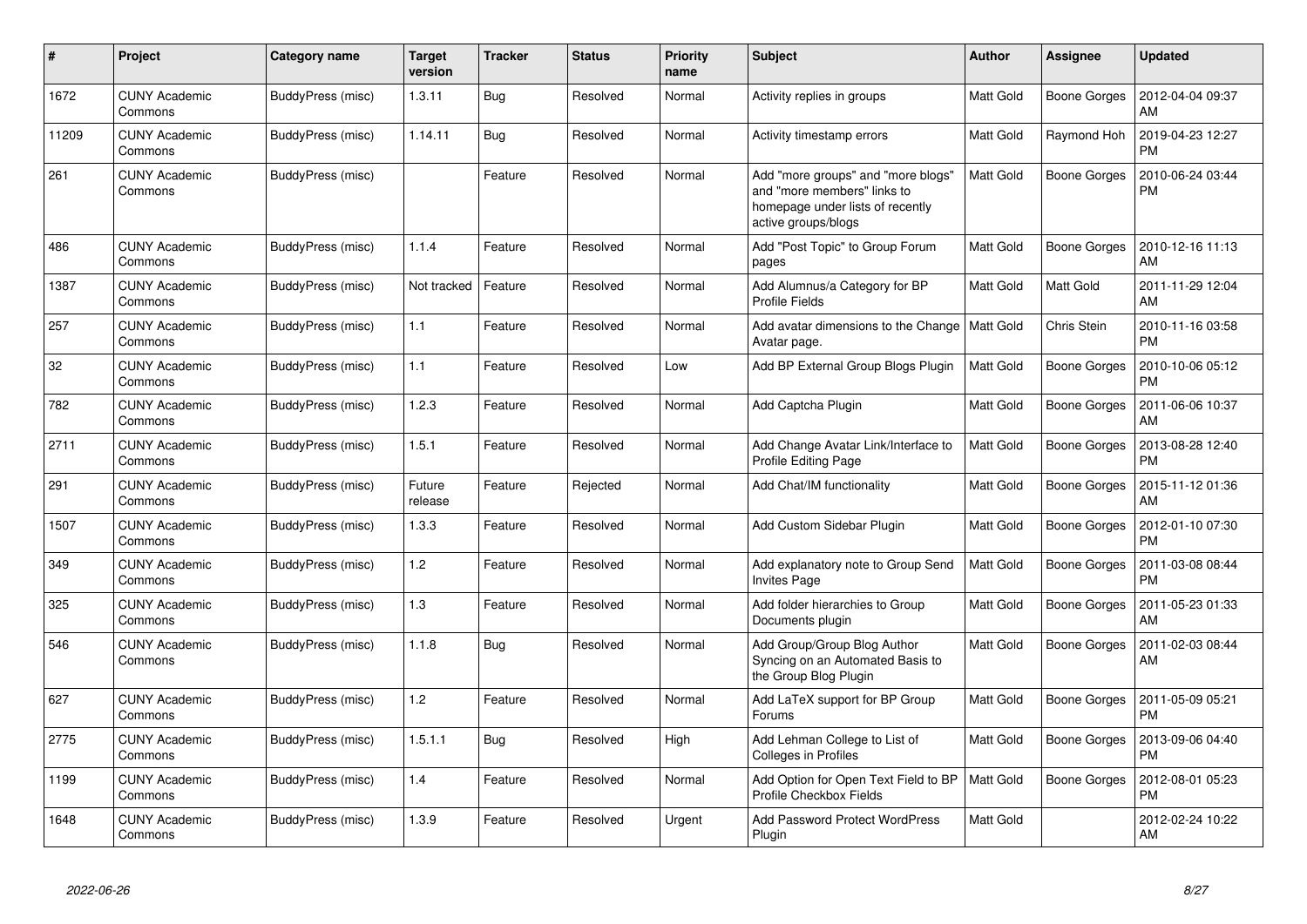| # | Project | Category name | Target version | Tracker | Status | Priority name | Subject | Author | Assignee | Updated |
|---|---|---|---|---|---|---|---|---|---|---|
| 1672 | CUNY Academic Commons | BuddyPress (misc) | 1.3.11 | Bug | Resolved | Normal | Activity replies in groups | Matt Gold | Boone Gorges | 2012-04-04 09:37 AM |
| 11209 | CUNY Academic Commons | BuddyPress (misc) | 1.14.11 | Bug | Resolved | Normal | Activity timestamp errors | Matt Gold | Raymond Hoh | 2019-04-23 12:27 PM |
| 261 | CUNY Academic Commons | BuddyPress (misc) | | Feature | Resolved | Normal | Add "more groups" and "more blogs" and "more members" links to homepage under lists of recently active groups/blogs | Matt Gold | Boone Gorges | 2010-06-24 03:44 PM |
| 486 | CUNY Academic Commons | BuddyPress (misc) | 1.1.4 | Feature | Resolved | Normal | Add "Post Topic" to Group Forum pages | Matt Gold | Boone Gorges | 2010-12-16 11:13 AM |
| 1387 | CUNY Academic Commons | BuddyPress (misc) | Not tracked | Feature | Resolved | Normal | Add Alumnus/a Category for BP Profile Fields | Matt Gold | Matt Gold | 2011-11-29 12:04 AM |
| 257 | CUNY Academic Commons | BuddyPress (misc) | 1.1 | Feature | Resolved | Normal | Add avatar dimensions to the Change Avatar page. | Matt Gold | Chris Stein | 2010-11-16 03:58 PM |
| 32 | CUNY Academic Commons | BuddyPress (misc) | 1.1 | Feature | Resolved | Low | Add BP External Group Blogs Plugin | Matt Gold | Boone Gorges | 2010-10-06 05:12 PM |
| 782 | CUNY Academic Commons | BuddyPress (misc) | 1.2.3 | Feature | Resolved | Normal | Add Captcha Plugin | Matt Gold | Boone Gorges | 2011-06-06 10:37 AM |
| 2711 | CUNY Academic Commons | BuddyPress (misc) | 1.5.1 | Feature | Resolved | Normal | Add Change Avatar Link/Interface to Profile Editing Page | Matt Gold | Boone Gorges | 2013-08-28 12:40 PM |
| 291 | CUNY Academic Commons | BuddyPress (misc) | Future release | Feature | Rejected | Normal | Add Chat/IM functionality | Matt Gold | Boone Gorges | 2015-11-12 01:36 AM |
| 1507 | CUNY Academic Commons | BuddyPress (misc) | 1.3.3 | Feature | Resolved | Normal | Add Custom Sidebar Plugin | Matt Gold | Boone Gorges | 2012-01-10 07:30 PM |
| 349 | CUNY Academic Commons | BuddyPress (misc) | 1.2 | Feature | Resolved | Normal | Add explanatory note to Group Send Invites Page | Matt Gold | Boone Gorges | 2011-03-08 08:44 PM |
| 325 | CUNY Academic Commons | BuddyPress (misc) | 1.3 | Feature | Resolved | Normal | Add folder hierarchies to Group Documents plugin | Matt Gold | Boone Gorges | 2011-05-23 01:33 AM |
| 546 | CUNY Academic Commons | BuddyPress (misc) | 1.1.8 | Bug | Resolved | Normal | Add Group/Group Blog Author Syncing on an Automated Basis to the Group Blog Plugin | Matt Gold | Boone Gorges | 2011-02-03 08:44 AM |
| 627 | CUNY Academic Commons | BuddyPress (misc) | 1.2 | Feature | Resolved | Normal | Add LaTeX support for BP Group Forums | Matt Gold | Boone Gorges | 2011-05-09 05:21 PM |
| 2775 | CUNY Academic Commons | BuddyPress (misc) | 1.5.1.1 | Bug | Resolved | High | Add Lehman College to List of Colleges in Profiles | Matt Gold | Boone Gorges | 2013-09-06 04:40 PM |
| 1199 | CUNY Academic Commons | BuddyPress (misc) | 1.4 | Feature | Resolved | Normal | Add Option for Open Text Field to BP Profile Checkbox Fields | Matt Gold | Boone Gorges | 2012-08-01 05:23 PM |
| 1648 | CUNY Academic Commons | BuddyPress (misc) | 1.3.9 | Feature | Resolved | Urgent | Add Password Protect WordPress Plugin | Matt Gold | | 2012-02-24 10:22 AM |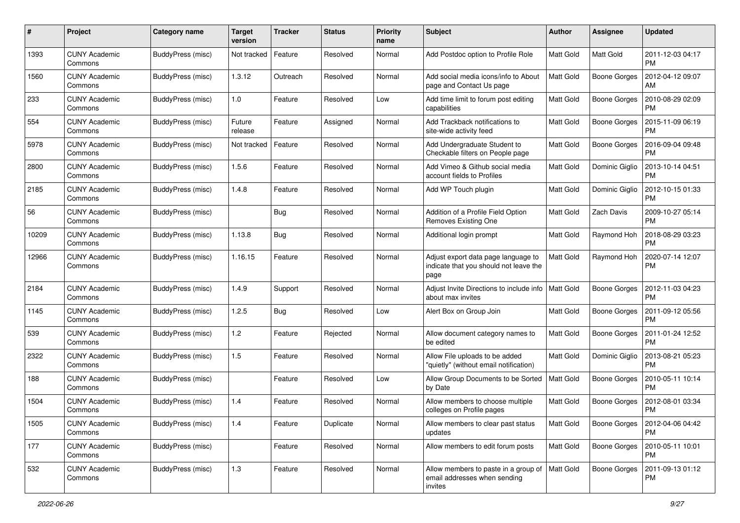| # | Project | Category name | Target version | Tracker | Status | Priority name | Subject | Author | Assignee | Updated |
|---|---|---|---|---|---|---|---|---|---|---|
| 1393 | CUNY Academic Commons | BuddyPress (misc) | Not tracked | Feature | Resolved | Normal | Add Postdoc option to Profile Role | Matt Gold | Matt Gold | 2011-12-03 04:17 PM |
| 1560 | CUNY Academic Commons | BuddyPress (misc) | 1.3.12 | Outreach | Resolved | Normal | Add social media icons/info to About page and Contact Us page | Matt Gold | Boone Gorges | 2012-04-12 09:07 AM |
| 233 | CUNY Academic Commons | BuddyPress (misc) | 1.0 | Feature | Resolved | Low | Add time limit to forum post editing capabilities | Matt Gold | Boone Gorges | 2010-08-29 02:09 PM |
| 554 | CUNY Academic Commons | BuddyPress (misc) | Future release | Feature | Assigned | Normal | Add Trackback notifications to site-wide activity feed | Matt Gold | Boone Gorges | 2015-11-09 06:19 PM |
| 5978 | CUNY Academic Commons | BuddyPress (misc) | Not tracked | Feature | Resolved | Normal | Add Undergraduate Student to Checkable filters on People page | Matt Gold | Boone Gorges | 2016-09-04 09:48 PM |
| 2800 | CUNY Academic Commons | BuddyPress (misc) | 1.5.6 | Feature | Resolved | Normal | Add Vimeo & Github social media account fields to Profiles | Matt Gold | Dominic Giglio | 2013-10-14 04:51 PM |
| 2185 | CUNY Academic Commons | BuddyPress (misc) | 1.4.8 | Feature | Resolved | Normal | Add WP Touch plugin | Matt Gold | Dominic Giglio | 2012-10-15 01:33 PM |
| 56 | CUNY Academic Commons | BuddyPress (misc) | | Bug | Resolved | Normal | Addition of a Profile Field Option Removes Existing One | Matt Gold | Zach Davis | 2009-10-27 05:14 PM |
| 10209 | CUNY Academic Commons | BuddyPress (misc) | 1.13.8 | Bug | Resolved | Normal | Additional login prompt | Matt Gold | Raymond Hoh | 2018-08-29 03:23 PM |
| 12966 | CUNY Academic Commons | BuddyPress (misc) | 1.16.15 | Feature | Resolved | Normal | Adjust export data page language to indicate that you should not leave the page | Matt Gold | Raymond Hoh | 2020-07-14 12:07 PM |
| 2184 | CUNY Academic Commons | BuddyPress (misc) | 1.4.9 | Support | Resolved | Normal | Adjust Invite Directions to include info about max invites | Matt Gold | Boone Gorges | 2012-11-03 04:23 PM |
| 1145 | CUNY Academic Commons | BuddyPress (misc) | 1.2.5 | Bug | Resolved | Low | Alert Box on Group Join | Matt Gold | Boone Gorges | 2011-09-12 05:56 PM |
| 539 | CUNY Academic Commons | BuddyPress (misc) | 1.2 | Feature | Rejected | Normal | Allow document category names to be edited | Matt Gold | Boone Gorges | 2011-01-24 12:52 PM |
| 2322 | CUNY Academic Commons | BuddyPress (misc) | 1.5 | Feature | Resolved | Normal | Allow File uploads to be added "quietly" (without email notification) | Matt Gold | Dominic Giglio | 2013-08-21 05:23 PM |
| 188 | CUNY Academic Commons | BuddyPress (misc) | | Feature | Resolved | Low | Allow Group Documents to be Sorted by Date | Matt Gold | Boone Gorges | 2010-05-11 10:14 PM |
| 1504 | CUNY Academic Commons | BuddyPress (misc) | 1.4 | Feature | Resolved | Normal | Allow members to choose multiple colleges on Profile pages | Matt Gold | Boone Gorges | 2012-08-01 03:34 PM |
| 1505 | CUNY Academic Commons | BuddyPress (misc) | 1.4 | Feature | Duplicate | Normal | Allow members to clear past status updates | Matt Gold | Boone Gorges | 2012-04-06 04:42 PM |
| 177 | CUNY Academic Commons | BuddyPress (misc) | | Feature | Resolved | Normal | Allow members to edit forum posts | Matt Gold | Boone Gorges | 2010-05-11 10:01 PM |
| 532 | CUNY Academic Commons | BuddyPress (misc) | 1.3 | Feature | Resolved | Normal | Allow members to paste in a group of email addresses when sending invites | Matt Gold | Boone Gorges | 2011-09-13 01:12 PM |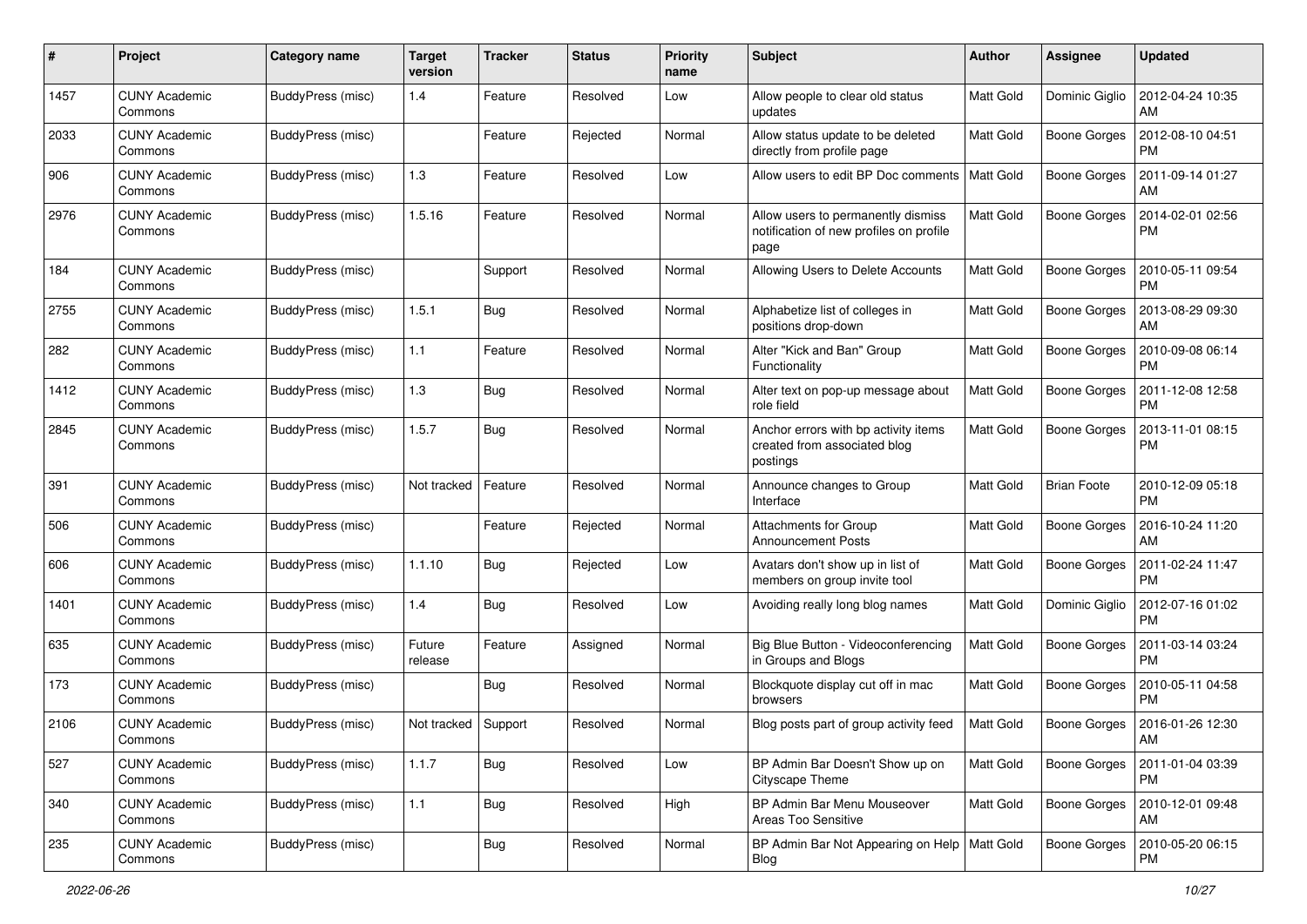| # | Project | Category name | Target version | Tracker | Status | Priority name | Subject | Author | Assignee | Updated |
|---|---|---|---|---|---|---|---|---|---|---|
| 1457 | CUNY Academic Commons | BuddyPress (misc) | 1.4 | Feature | Resolved | Low | Allow people to clear old status updates | Matt Gold | Dominic Giglio | 2012-04-24 10:35 AM |
| 2033 | CUNY Academic Commons | BuddyPress (misc) | | Feature | Rejected | Normal | Allow status update to be deleted directly from profile page | Matt Gold | Boone Gorges | 2012-08-10 04:51 PM |
| 906 | CUNY Academic Commons | BuddyPress (misc) | 1.3 | Feature | Resolved | Low | Allow users to edit BP Doc comments | Matt Gold | Boone Gorges | 2011-09-14 01:27 AM |
| 2976 | CUNY Academic Commons | BuddyPress (misc) | 1.5.16 | Feature | Resolved | Normal | Allow users to permanently dismiss notification of new profiles on profile page | Matt Gold | Boone Gorges | 2014-02-01 02:56 PM |
| 184 | CUNY Academic Commons | BuddyPress (misc) | | Support | Resolved | Normal | Allowing Users to Delete Accounts | Matt Gold | Boone Gorges | 2010-05-11 09:54 PM |
| 2755 | CUNY Academic Commons | BuddyPress (misc) | 1.5.1 | Bug | Resolved | Normal | Alphabetize list of colleges in positions drop-down | Matt Gold | Boone Gorges | 2013-08-29 09:30 AM |
| 282 | CUNY Academic Commons | BuddyPress (misc) | 1.1 | Feature | Resolved | Normal | Alter "Kick and Ban" Group Functionality | Matt Gold | Boone Gorges | 2010-09-08 06:14 PM |
| 1412 | CUNY Academic Commons | BuddyPress (misc) | 1.3 | Bug | Resolved | Normal | Alter text on pop-up message about role field | Matt Gold | Boone Gorges | 2011-12-08 12:58 PM |
| 2845 | CUNY Academic Commons | BuddyPress (misc) | 1.5.7 | Bug | Resolved | Normal | Anchor errors with bp activity items created from associated blog postings | Matt Gold | Boone Gorges | 2013-11-01 08:15 PM |
| 391 | CUNY Academic Commons | BuddyPress (misc) | Not tracked | Feature | Resolved | Normal | Announce changes to Group Interface | Matt Gold | Brian Foote | 2010-12-09 05:18 PM |
| 506 | CUNY Academic Commons | BuddyPress (misc) | | Feature | Rejected | Normal | Attachments for Group Announcement Posts | Matt Gold | Boone Gorges | 2016-10-24 11:20 AM |
| 606 | CUNY Academic Commons | BuddyPress (misc) | 1.1.10 | Bug | Rejected | Low | Avatars don't show up in list of members on group invite tool | Matt Gold | Boone Gorges | 2011-02-24 11:47 PM |
| 1401 | CUNY Academic Commons | BuddyPress (misc) | 1.4 | Bug | Resolved | Low | Avoiding really long blog names | Matt Gold | Dominic Giglio | 2012-07-16 01:02 PM |
| 635 | CUNY Academic Commons | BuddyPress (misc) | Future release | Feature | Assigned | Normal | Big Blue Button - Videoconferencing in Groups and Blogs | Matt Gold | Boone Gorges | 2011-03-14 03:24 PM |
| 173 | CUNY Academic Commons | BuddyPress (misc) | | Bug | Resolved | Normal | Blockquote display cut off in mac browsers | Matt Gold | Boone Gorges | 2010-05-11 04:58 PM |
| 2106 | CUNY Academic Commons | BuddyPress (misc) | Not tracked | Support | Resolved | Normal | Blog posts part of group activity feed | Matt Gold | Boone Gorges | 2016-01-26 12:30 AM |
| 527 | CUNY Academic Commons | BuddyPress (misc) | 1.1.7 | Bug | Resolved | Low | BP Admin Bar Doesn't Show up on Cityscape Theme | Matt Gold | Boone Gorges | 2011-01-04 03:39 PM |
| 340 | CUNY Academic Commons | BuddyPress (misc) | 1.1 | Bug | Resolved | High | BP Admin Bar Menu Mouseover Areas Too Sensitive | Matt Gold | Boone Gorges | 2010-12-01 09:48 AM |
| 235 | CUNY Academic Commons | BuddyPress (misc) | | Bug | Resolved | Normal | BP Admin Bar Not Appearing on Help Blog | Matt Gold | Boone Gorges | 2010-05-20 06:15 PM |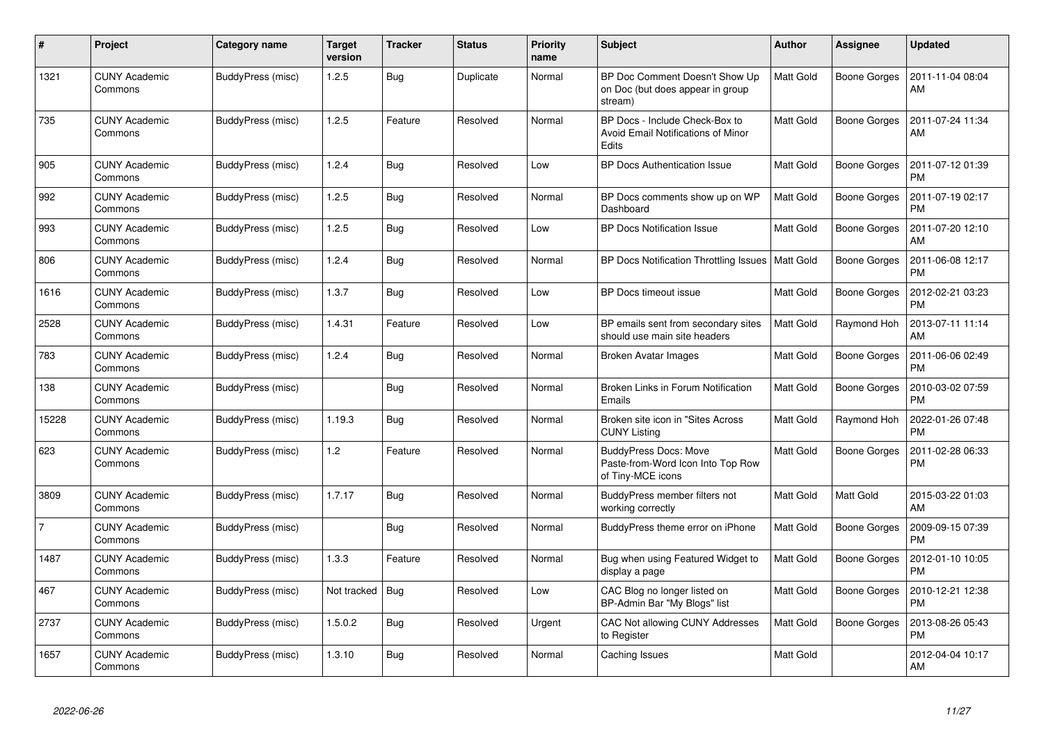| # | Project | Category name | Target version | Tracker | Status | Priority name | Subject | Author | Assignee | Updated |
|---|---|---|---|---|---|---|---|---|---|---|
| 1321 | CUNY Academic Commons | BuddyPress (misc) | 1.2.5 | Bug | Duplicate | Normal | BP Doc Comment Doesn't Show Up on Doc (but does appear in group stream) | Matt Gold | Boone Gorges | 2011-11-04 08:04 AM |
| 735 | CUNY Academic Commons | BuddyPress (misc) | 1.2.5 | Feature | Resolved | Normal | BP Docs - Include Check-Box to Avoid Email Notifications of Minor Edits | Matt Gold | Boone Gorges | 2011-07-24 11:34 AM |
| 905 | CUNY Academic Commons | BuddyPress (misc) | 1.2.4 | Bug | Resolved | Low | BP Docs Authentication Issue | Matt Gold | Boone Gorges | 2011-07-12 01:39 PM |
| 992 | CUNY Academic Commons | BuddyPress (misc) | 1.2.5 | Bug | Resolved | Normal | BP Docs comments show up on WP Dashboard | Matt Gold | Boone Gorges | 2011-07-19 02:17 PM |
| 993 | CUNY Academic Commons | BuddyPress (misc) | 1.2.5 | Bug | Resolved | Low | BP Docs Notification Issue | Matt Gold | Boone Gorges | 2011-07-20 12:10 AM |
| 806 | CUNY Academic Commons | BuddyPress (misc) | 1.2.4 | Bug | Resolved | Normal | BP Docs Notification Throttling Issues | Matt Gold | Boone Gorges | 2011-06-08 12:17 PM |
| 1616 | CUNY Academic Commons | BuddyPress (misc) | 1.3.7 | Bug | Resolved | Low | BP Docs timeout issue | Matt Gold | Boone Gorges | 2012-02-21 03:23 PM |
| 2528 | CUNY Academic Commons | BuddyPress (misc) | 1.4.31 | Feature | Resolved | Low | BP emails sent from secondary sites should use main site headers | Matt Gold | Raymond Hoh | 2013-07-11 11:14 AM |
| 783 | CUNY Academic Commons | BuddyPress (misc) | 1.2.4 | Bug | Resolved | Normal | Broken Avatar Images | Matt Gold | Boone Gorges | 2011-06-06 02:49 PM |
| 138 | CUNY Academic Commons | BuddyPress (misc) | | Bug | Resolved | Normal | Broken Links in Forum Notification Emails | Matt Gold | Boone Gorges | 2010-03-02 07:59 PM |
| 15228 | CUNY Academic Commons | BuddyPress (misc) | 1.19.3 | Bug | Resolved | Normal | Broken site icon in "Sites Across CUNY Listing | Matt Gold | Raymond Hoh | 2022-01-26 07:48 PM |
| 623 | CUNY Academic Commons | BuddyPress (misc) | 1.2 | Feature | Resolved | Normal | BuddyPress Docs: Move Paste-from-Word Icon Into Top Row of Tiny-MCE icons | Matt Gold | Boone Gorges | 2011-02-28 06:33 PM |
| 3809 | CUNY Academic Commons | BuddyPress (misc) | 1.7.17 | Bug | Resolved | Normal | BuddyPress member filters not working correctly | Matt Gold | Matt Gold | 2015-03-22 01:03 AM |
| 7 | CUNY Academic Commons | BuddyPress (misc) | | Bug | Resolved | Normal | BuddyPress theme error on iPhone | Matt Gold | Boone Gorges | 2009-09-15 07:39 PM |
| 1487 | CUNY Academic Commons | BuddyPress (misc) | 1.3.3 | Feature | Resolved | Normal | Bug when using Featured Widget to display a page | Matt Gold | Boone Gorges | 2012-01-10 10:05 PM |
| 467 | CUNY Academic Commons | BuddyPress (misc) | Not tracked | Bug | Resolved | Low | CAC Blog no longer listed on BP-Admin Bar "My Blogs" list | Matt Gold | Boone Gorges | 2010-12-21 12:38 PM |
| 2737 | CUNY Academic Commons | BuddyPress (misc) | 1.5.0.2 | Bug | Resolved | Urgent | CAC Not allowing CUNY Addresses to Register | Matt Gold | Boone Gorges | 2013-08-26 05:43 PM |
| 1657 | CUNY Academic Commons | BuddyPress (misc) | 1.3.10 | Bug | Resolved | Normal | Caching Issues | Matt Gold | | 2012-04-04 10:17 AM |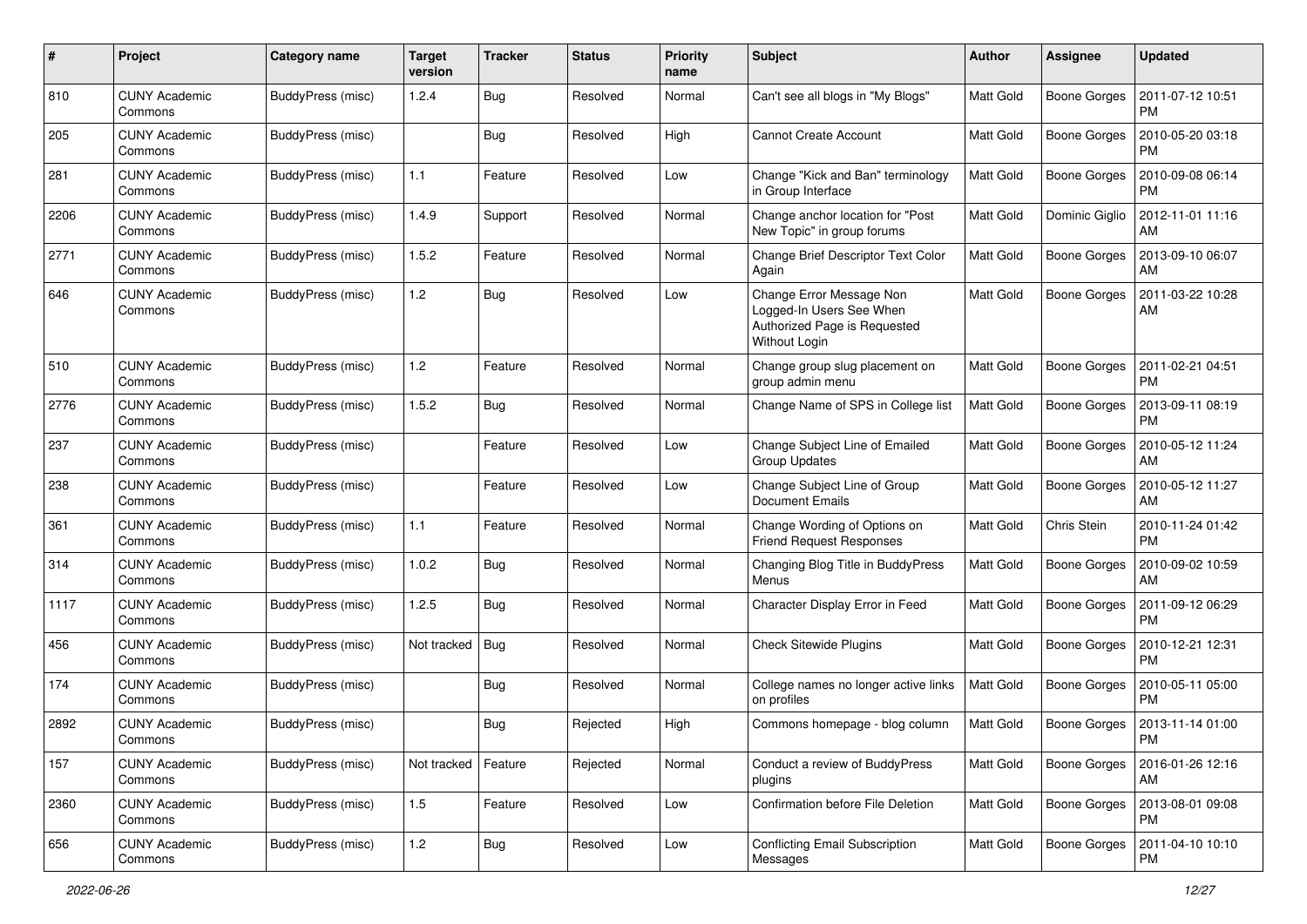| # | Project | Category name | Target version | Tracker | Status | Priority name | Subject | Author | Assignee | Updated |
|---|---|---|---|---|---|---|---|---|---|---|
| 810 | CUNY Academic Commons | BuddyPress (misc) | 1.2.4 | Bug | Resolved | Normal | Can't see all blogs in "My Blogs" | Matt Gold | Boone Gorges | 2011-07-12 10:51 PM |
| 205 | CUNY Academic Commons | BuddyPress (misc) | | Bug | Resolved | High | Cannot Create Account | Matt Gold | Boone Gorges | 2010-05-20 03:18 PM |
| 281 | CUNY Academic Commons | BuddyPress (misc) | 1.1 | Feature | Resolved | Low | Change "Kick and Ban" terminology in Group Interface | Matt Gold | Boone Gorges | 2010-09-08 06:14 PM |
| 2206 | CUNY Academic Commons | BuddyPress (misc) | 1.4.9 | Support | Resolved | Normal | Change anchor location for "Post New Topic" in group forums | Matt Gold | Dominic Giglio | 2012-11-01 11:16 AM |
| 2771 | CUNY Academic Commons | BuddyPress (misc) | 1.5.2 | Feature | Resolved | Normal | Change Brief Descriptor Text Color Again | Matt Gold | Boone Gorges | 2013-09-10 06:07 AM |
| 646 | CUNY Academic Commons | BuddyPress (misc) | 1.2 | Bug | Resolved | Low | Change Error Message Non Logged-In Users See When Authorized Page is Requested Without Login | Matt Gold | Boone Gorges | 2011-03-22 10:28 AM |
| 510 | CUNY Academic Commons | BuddyPress (misc) | 1.2 | Feature | Resolved | Normal | Change group slug placement on group admin menu | Matt Gold | Boone Gorges | 2011-02-21 04:51 PM |
| 2776 | CUNY Academic Commons | BuddyPress (misc) | 1.5.2 | Bug | Resolved | Normal | Change Name of SPS in College list | Matt Gold | Boone Gorges | 2013-09-11 08:19 PM |
| 237 | CUNY Academic Commons | BuddyPress (misc) | | Feature | Resolved | Low | Change Subject Line of Emailed Group Updates | Matt Gold | Boone Gorges | 2010-05-12 11:24 AM |
| 238 | CUNY Academic Commons | BuddyPress (misc) | | Feature | Resolved | Low | Change Subject Line of Group Document Emails | Matt Gold | Boone Gorges | 2010-05-12 11:27 AM |
| 361 | CUNY Academic Commons | BuddyPress (misc) | 1.1 | Feature | Resolved | Normal | Change Wording of Options on Friend Request Responses | Matt Gold | Chris Stein | 2010-11-24 01:42 PM |
| 314 | CUNY Academic Commons | BuddyPress (misc) | 1.0.2 | Bug | Resolved | Normal | Changing Blog Title in BuddyPress Menus | Matt Gold | Boone Gorges | 2010-09-02 10:59 AM |
| 1117 | CUNY Academic Commons | BuddyPress (misc) | 1.2.5 | Bug | Resolved | Normal | Character Display Error in Feed | Matt Gold | Boone Gorges | 2011-09-12 06:29 PM |
| 456 | CUNY Academic Commons | BuddyPress (misc) | Not tracked | Bug | Resolved | Normal | Check Sitewide Plugins | Matt Gold | Boone Gorges | 2010-12-21 12:31 PM |
| 174 | CUNY Academic Commons | BuddyPress (misc) | | Bug | Resolved | Normal | College names no longer active links on profiles | Matt Gold | Boone Gorges | 2010-05-11 05:00 PM |
| 2892 | CUNY Academic Commons | BuddyPress (misc) | | Bug | Rejected | High | Commons homepage - blog column | Matt Gold | Boone Gorges | 2013-11-14 01:00 PM |
| 157 | CUNY Academic Commons | BuddyPress (misc) | Not tracked | Feature | Rejected | Normal | Conduct a review of BuddyPress plugins | Matt Gold | Boone Gorges | 2016-01-26 12:16 AM |
| 2360 | CUNY Academic Commons | BuddyPress (misc) | 1.5 | Feature | Resolved | Low | Confirmation before File Deletion | Matt Gold | Boone Gorges | 2013-08-01 09:08 PM |
| 656 | CUNY Academic Commons | BuddyPress (misc) | 1.2 | Bug | Resolved | Low | Conflicting Email Subscription Messages | Matt Gold | Boone Gorges | 2011-04-10 10:10 PM |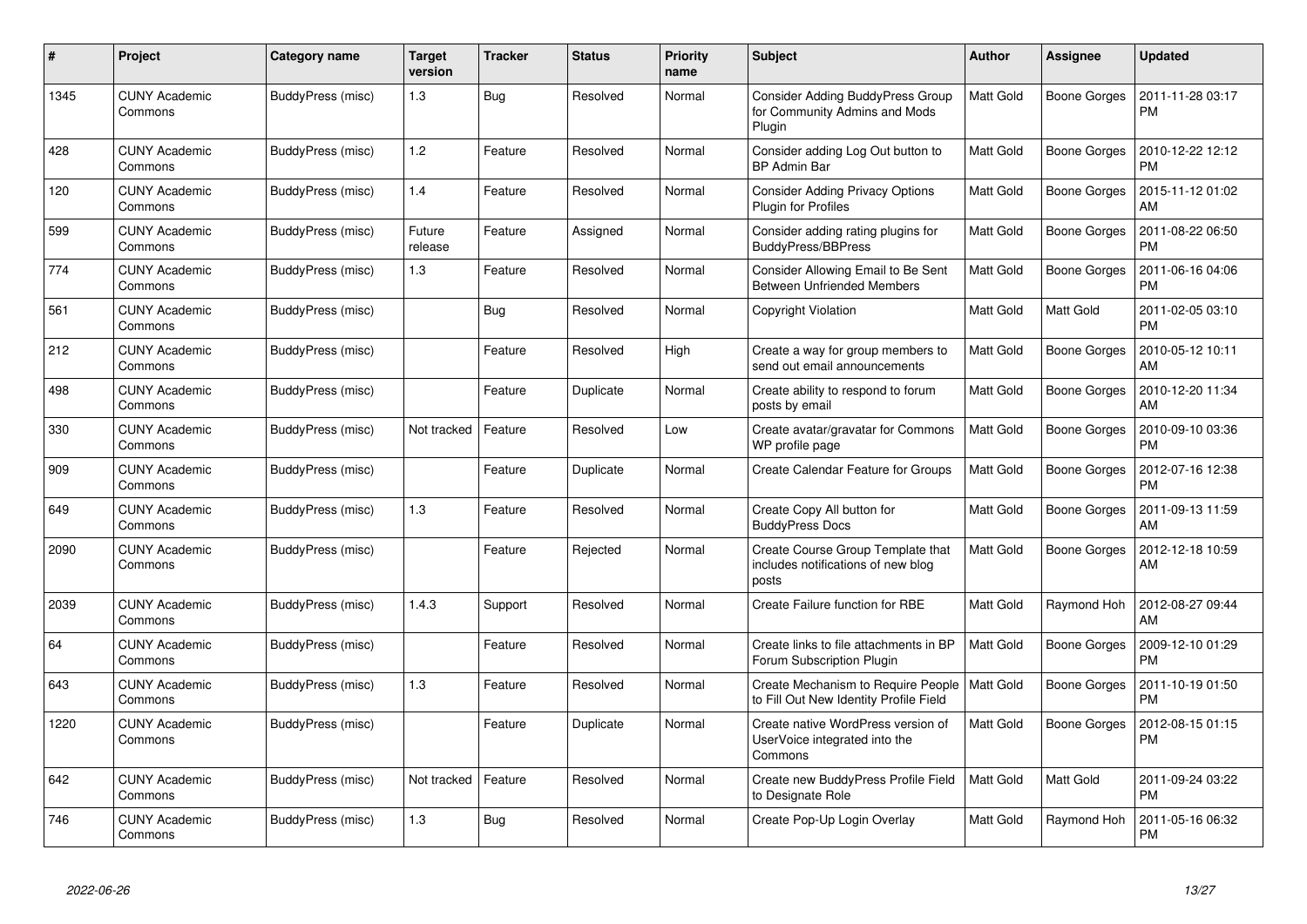| # | Project | Category name | Target version | Tracker | Status | Priority name | Subject | Author | Assignee | Updated |
|---|---|---|---|---|---|---|---|---|---|---|
| 1345 | CUNY Academic Commons | BuddyPress (misc) | 1.3 | Bug | Resolved | Normal | Consider Adding BuddyPress Group for Community Admins and Mods Plugin | Matt Gold | Boone Gorges | 2011-11-28 03:17 PM |
| 428 | CUNY Academic Commons | BuddyPress (misc) | 1.2 | Feature | Resolved | Normal | Consider adding Log Out button to BP Admin Bar | Matt Gold | Boone Gorges | 2010-12-22 12:12 PM |
| 120 | CUNY Academic Commons | BuddyPress (misc) | 1.4 | Feature | Resolved | Normal | Consider Adding Privacy Options Plugin for Profiles | Matt Gold | Boone Gorges | 2015-11-12 01:02 AM |
| 599 | CUNY Academic Commons | BuddyPress (misc) | Future release | Feature | Assigned | Normal | Consider adding rating plugins for BuddyPress/BBPress | Matt Gold | Boone Gorges | 2011-08-22 06:50 PM |
| 774 | CUNY Academic Commons | BuddyPress (misc) | 1.3 | Feature | Resolved | Normal | Consider Allowing Email to Be Sent Between Unfriended Members | Matt Gold | Boone Gorges | 2011-06-16 04:06 PM |
| 561 | CUNY Academic Commons | BuddyPress (misc) | | Bug | Resolved | Normal | Copyright Violation | Matt Gold | Matt Gold | 2011-02-05 03:10 PM |
| 212 | CUNY Academic Commons | BuddyPress (misc) | | Feature | Resolved | High | Create a way for group members to send out email announcements | Matt Gold | Boone Gorges | 2010-05-12 10:11 AM |
| 498 | CUNY Academic Commons | BuddyPress (misc) | | Feature | Duplicate | Normal | Create ability to respond to forum posts by email | Matt Gold | Boone Gorges | 2010-12-20 11:34 AM |
| 330 | CUNY Academic Commons | BuddyPress (misc) | Not tracked | Feature | Resolved | Low | Create avatar/gravatar for Commons WP profile page | Matt Gold | Boone Gorges | 2010-09-10 03:36 PM |
| 909 | CUNY Academic Commons | BuddyPress (misc) | | Feature | Duplicate | Normal | Create Calendar Feature for Groups | Matt Gold | Boone Gorges | 2012-07-16 12:38 PM |
| 649 | CUNY Academic Commons | BuddyPress (misc) | 1.3 | Feature | Resolved | Normal | Create Copy All button for BuddyPress Docs | Matt Gold | Boone Gorges | 2011-09-13 11:59 AM |
| 2090 | CUNY Academic Commons | BuddyPress (misc) | | Feature | Rejected | Normal | Create Course Group Template that includes notifications of new blog posts | Matt Gold | Boone Gorges | 2012-12-18 10:59 AM |
| 2039 | CUNY Academic Commons | BuddyPress (misc) | 1.4.3 | Support | Resolved | Normal | Create Failure function for RBE | Matt Gold | Raymond Hoh | 2012-08-27 09:44 AM |
| 64 | CUNY Academic Commons | BuddyPress (misc) | | Feature | Resolved | Normal | Create links to file attachments in BP Forum Subscription Plugin | Matt Gold | Boone Gorges | 2009-12-10 01:29 PM |
| 643 | CUNY Academic Commons | BuddyPress (misc) | 1.3 | Feature | Resolved | Normal | Create Mechanism to Require People to Fill Out New Identity Profile Field | Matt Gold | Boone Gorges | 2011-10-19 01:50 PM |
| 1220 | CUNY Academic Commons | BuddyPress (misc) | | Feature | Duplicate | Normal | Create native WordPress version of UserVoice integrated into the Commons | Matt Gold | Boone Gorges | 2012-08-15 01:15 PM |
| 642 | CUNY Academic Commons | BuddyPress (misc) | Not tracked | Feature | Resolved | Normal | Create new BuddyPress Profile Field to Designate Role | Matt Gold | Matt Gold | 2011-09-24 03:22 PM |
| 746 | CUNY Academic Commons | BuddyPress (misc) | 1.3 | Bug | Resolved | Normal | Create Pop-Up Login Overlay | Matt Gold | Raymond Hoh | 2011-05-16 06:32 PM |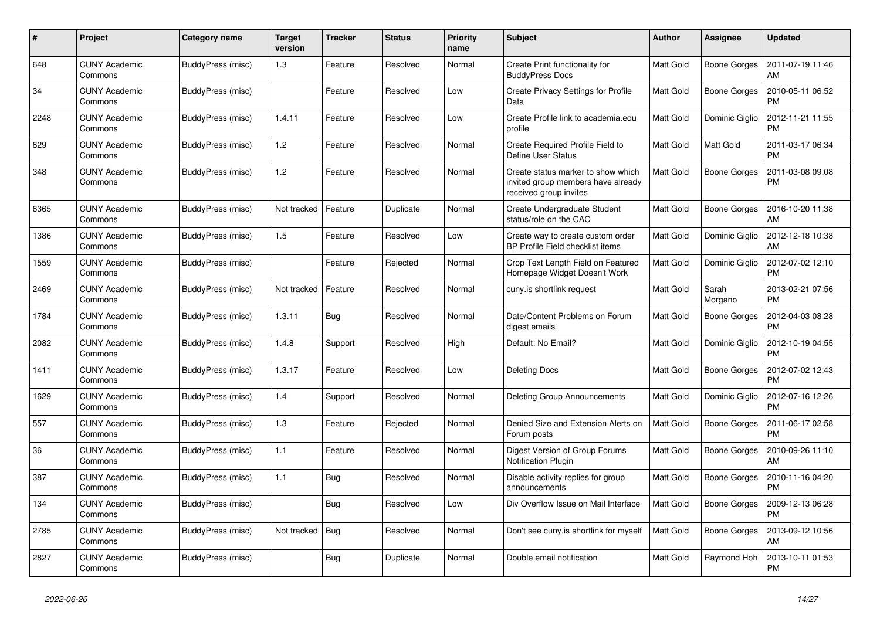| # | Project | Category name | Target version | Tracker | Status | Priority name | Subject | Author | Assignee | Updated |
|---|---|---|---|---|---|---|---|---|---|---|
| 648 | CUNY Academic Commons | BuddyPress (misc) | 1.3 | Feature | Resolved | Normal | Create Print functionality for BuddyPress Docs | Matt Gold | Boone Gorges | 2011-07-19 11:46 AM |
| 34 | CUNY Academic Commons | BuddyPress (misc) | | Feature | Resolved | Low | Create Privacy Settings for Profile Data | Matt Gold | Boone Gorges | 2010-05-11 06:52 PM |
| 2248 | CUNY Academic Commons | BuddyPress (misc) | 1.4.11 | Feature | Resolved | Low | Create Profile link to academia.edu profile | Matt Gold | Dominic Giglio | 2012-11-21 11:55 PM |
| 629 | CUNY Academic Commons | BuddyPress (misc) | 1.2 | Feature | Resolved | Normal | Create Required Profile Field to Define User Status | Matt Gold | Matt Gold | 2011-03-17 06:34 PM |
| 348 | CUNY Academic Commons | BuddyPress (misc) | 1.2 | Feature | Resolved | Normal | Create status marker to show which invited group members have already received group invites | Matt Gold | Boone Gorges | 2011-03-08 09:08 PM |
| 6365 | CUNY Academic Commons | BuddyPress (misc) | Not tracked | Feature | Duplicate | Normal | Create Undergraduate Student status/role on the CAC | Matt Gold | Boone Gorges | 2016-10-20 11:38 AM |
| 1386 | CUNY Academic Commons | BuddyPress (misc) | 1.5 | Feature | Resolved | Low | Create way to create custom order BP Profile Field checklist items | Matt Gold | Dominic Giglio | 2012-12-18 10:38 AM |
| 1559 | CUNY Academic Commons | BuddyPress (misc) | | Feature | Rejected | Normal | Crop Text Length Field on Featured Homepage Widget Doesn't Work | Matt Gold | Dominic Giglio | 2012-07-02 12:10 PM |
| 2469 | CUNY Academic Commons | BuddyPress (misc) | Not tracked | Feature | Resolved | Normal | cuny.is shortlink request | Matt Gold | Sarah Morgano | 2013-02-21 07:56 PM |
| 1784 | CUNY Academic Commons | BuddyPress (misc) | 1.3.11 | Bug | Resolved | Normal | Date/Content Problems on Forum digest emails | Matt Gold | Boone Gorges | 2012-04-03 08:28 PM |
| 2082 | CUNY Academic Commons | BuddyPress (misc) | 1.4.8 | Support | Resolved | High | Default: No Email? | Matt Gold | Dominic Giglio | 2012-10-19 04:55 PM |
| 1411 | CUNY Academic Commons | BuddyPress (misc) | 1.3.17 | Feature | Resolved | Low | Deleting Docs | Matt Gold | Boone Gorges | 2012-07-02 12:43 PM |
| 1629 | CUNY Academic Commons | BuddyPress (misc) | 1.4 | Support | Resolved | Normal | Deleting Group Announcements | Matt Gold | Dominic Giglio | 2012-07-16 12:26 PM |
| 557 | CUNY Academic Commons | BuddyPress (misc) | 1.3 | Feature | Rejected | Normal | Denied Size and Extension Alerts on Forum posts | Matt Gold | Boone Gorges | 2011-06-17 02:58 PM |
| 36 | CUNY Academic Commons | BuddyPress (misc) | 1.1 | Feature | Resolved | Normal | Digest Version of Group Forums Notification Plugin | Matt Gold | Boone Gorges | 2010-09-26 11:10 AM |
| 387 | CUNY Academic Commons | BuddyPress (misc) | 1.1 | Bug | Resolved | Normal | Disable activity replies for group announcements | Matt Gold | Boone Gorges | 2010-11-16 04:20 PM |
| 134 | CUNY Academic Commons | BuddyPress (misc) | | Bug | Resolved | Low | Div Overflow Issue on Mail Interface | Matt Gold | Boone Gorges | 2009-12-13 06:28 PM |
| 2785 | CUNY Academic Commons | BuddyPress (misc) | Not tracked | Bug | Resolved | Normal | Don't see cuny.is shortlink for myself | Matt Gold | Boone Gorges | 2013-09-12 10:56 AM |
| 2827 | CUNY Academic Commons | BuddyPress (misc) | | Bug | Duplicate | Normal | Double email notification | Matt Gold | Raymond Hoh | 2013-10-11 01:53 PM |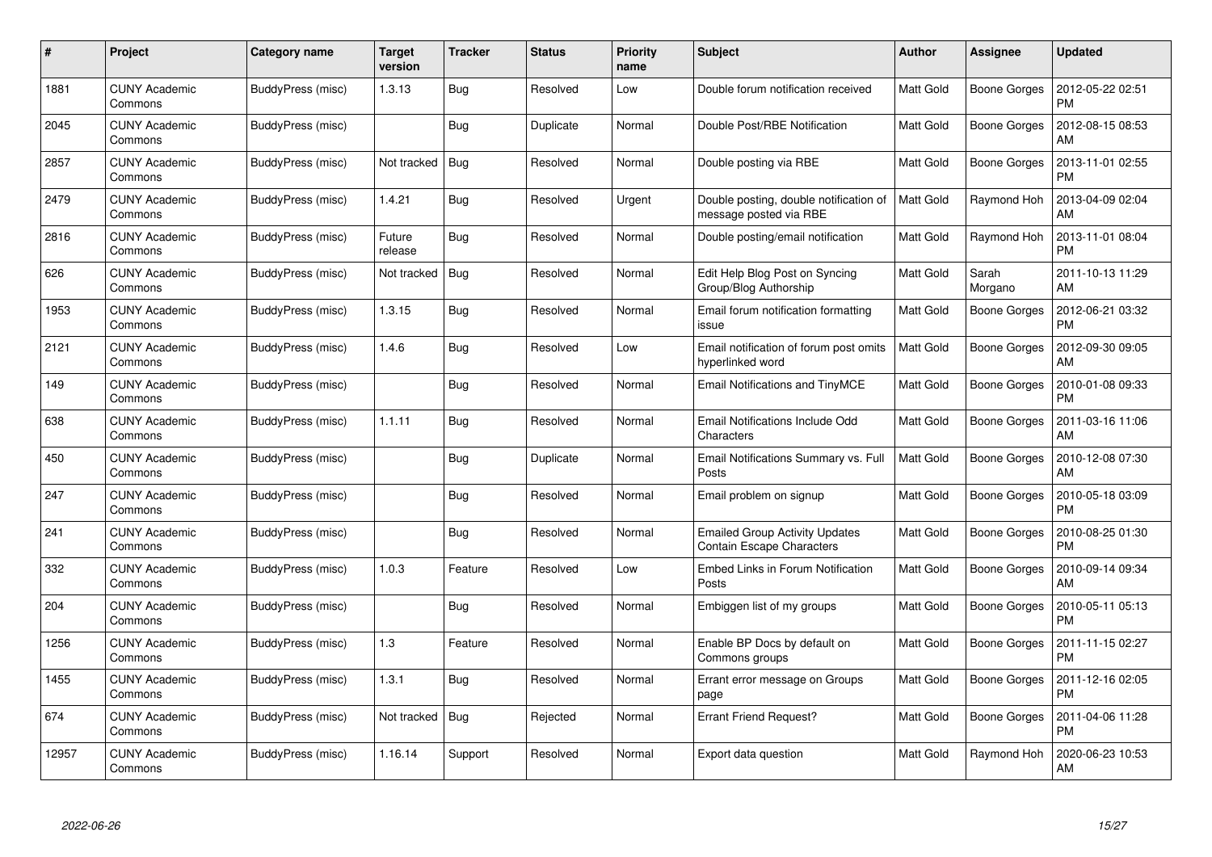| # | Project | Category name | Target version | Tracker | Status | Priority name | Subject | Author | Assignee | Updated |
|---|---|---|---|---|---|---|---|---|---|---|
| 1881 | CUNY Academic Commons | BuddyPress (misc) | 1.3.13 | Bug | Resolved | Low | Double forum notification received | Matt Gold | Boone Gorges | 2012-05-22 02:51 PM |
| 2045 | CUNY Academic Commons | BuddyPress (misc) | | Bug | Duplicate | Normal | Double Post/RBE Notification | Matt Gold | Boone Gorges | 2012-08-15 08:53 AM |
| 2857 | CUNY Academic Commons | BuddyPress (misc) | Not tracked | Bug | Resolved | Normal | Double posting via RBE | Matt Gold | Boone Gorges | 2013-11-01 02:55 PM |
| 2479 | CUNY Academic Commons | BuddyPress (misc) | 1.4.21 | Bug | Resolved | Urgent | Double posting, double notification of message posted via RBE | Matt Gold | Raymond Hoh | 2013-04-09 02:04 AM |
| 2816 | CUNY Academic Commons | BuddyPress (misc) | Future release | Bug | Resolved | Normal | Double posting/email notification | Matt Gold | Raymond Hoh | 2013-11-01 08:04 PM |
| 626 | CUNY Academic Commons | BuddyPress (misc) | Not tracked | Bug | Resolved | Normal | Edit Help Blog Post on Syncing Group/Blog Authorship | Matt Gold | Sarah Morgano | 2011-10-13 11:29 AM |
| 1953 | CUNY Academic Commons | BuddyPress (misc) | 1.3.15 | Bug | Resolved | Normal | Email forum notification formatting issue | Matt Gold | Boone Gorges | 2012-06-21 03:32 PM |
| 2121 | CUNY Academic Commons | BuddyPress (misc) | 1.4.6 | Bug | Resolved | Low | Email notification of forum post omits hyperlinked word | Matt Gold | Boone Gorges | 2012-09-30 09:05 AM |
| 149 | CUNY Academic Commons | BuddyPress (misc) | | Bug | Resolved | Normal | Email Notifications and TinyMCE | Matt Gold | Boone Gorges | 2010-01-08 09:33 PM |
| 638 | CUNY Academic Commons | BuddyPress (misc) | 1.1.11 | Bug | Resolved | Normal | Email Notifications Include Odd Characters | Matt Gold | Boone Gorges | 2011-03-16 11:06 AM |
| 450 | CUNY Academic Commons | BuddyPress (misc) | | Bug | Duplicate | Normal | Email Notifications Summary vs. Full Posts | Matt Gold | Boone Gorges | 2010-12-08 07:30 AM |
| 247 | CUNY Academic Commons | BuddyPress (misc) | | Bug | Resolved | Normal | Email problem on signup | Matt Gold | Boone Gorges | 2010-05-18 03:09 PM |
| 241 | CUNY Academic Commons | BuddyPress (misc) | | Bug | Resolved | Normal | Emailed Group Activity Updates Contain Escape Characters | Matt Gold | Boone Gorges | 2010-08-25 01:30 PM |
| 332 | CUNY Academic Commons | BuddyPress (misc) | 1.0.3 | Feature | Resolved | Low | Embed Links in Forum Notification Posts | Matt Gold | Boone Gorges | 2010-09-14 09:34 AM |
| 204 | CUNY Academic Commons | BuddyPress (misc) | | Bug | Resolved | Normal | Embiggen list of my groups | Matt Gold | Boone Gorges | 2010-05-11 05:13 PM |
| 1256 | CUNY Academic Commons | BuddyPress (misc) | 1.3 | Feature | Resolved | Normal | Enable BP Docs by default on Commons groups | Matt Gold | Boone Gorges | 2011-11-15 02:27 PM |
| 1455 | CUNY Academic Commons | BuddyPress (misc) | 1.3.1 | Bug | Resolved | Normal | Errant error message on Groups page | Matt Gold | Boone Gorges | 2011-12-16 02:05 PM |
| 674 | CUNY Academic Commons | BuddyPress (misc) | Not tracked | Bug | Rejected | Normal | Errant Friend Request? | Matt Gold | Boone Gorges | 2011-04-06 11:28 PM |
| 12957 | CUNY Academic Commons | BuddyPress (misc) | 1.16.14 | Support | Resolved | Normal | Export data question | Matt Gold | Raymond Hoh | 2020-06-23 10:53 AM |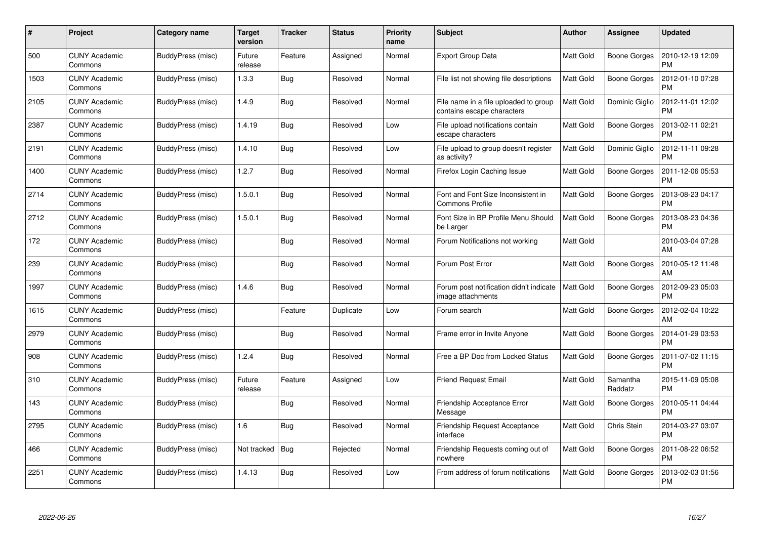| # | Project | Category name | Target version | Tracker | Status | Priority name | Subject | Author | Assignee | Updated |
|---|---|---|---|---|---|---|---|---|---|---|
| 500 | CUNY Academic Commons | BuddyPress (misc) | Future release | Feature | Assigned | Normal | Export Group Data | Matt Gold | Boone Gorges | 2010-12-19 12:09 PM |
| 1503 | CUNY Academic Commons | BuddyPress (misc) | 1.3.3 | Bug | Resolved | Normal | File list not showing file descriptions | Matt Gold | Boone Gorges | 2012-01-10 07:28 PM |
| 2105 | CUNY Academic Commons | BuddyPress (misc) | 1.4.9 | Bug | Resolved | Normal | File name in a file uploaded to group contains escape characters | Matt Gold | Dominic Giglio | 2012-11-01 12:02 PM |
| 2387 | CUNY Academic Commons | BuddyPress (misc) | 1.4.19 | Bug | Resolved | Low | File upload notifications contain escape characters | Matt Gold | Boone Gorges | 2013-02-11 02:21 PM |
| 2191 | CUNY Academic Commons | BuddyPress (misc) | 1.4.10 | Bug | Resolved | Low | File upload to group doesn't register as activity? | Matt Gold | Dominic Giglio | 2012-11-11 09:28 PM |
| 1400 | CUNY Academic Commons | BuddyPress (misc) | 1.2.7 | Bug | Resolved | Normal | Firefox Login Caching Issue | Matt Gold | Boone Gorges | 2011-12-06 05:53 PM |
| 2714 | CUNY Academic Commons | BuddyPress (misc) | 1.5.0.1 | Bug | Resolved | Normal | Font and Font Size Inconsistent in Commons Profile | Matt Gold | Boone Gorges | 2013-08-23 04:17 PM |
| 2712 | CUNY Academic Commons | BuddyPress (misc) | 1.5.0.1 | Bug | Resolved | Normal | Font Size in BP Profile Menu Should be Larger | Matt Gold | Boone Gorges | 2013-08-23 04:36 PM |
| 172 | CUNY Academic Commons | BuddyPress (misc) | | Bug | Resolved | Normal | Forum Notifications not working | Matt Gold | | 2010-03-04 07:28 AM |
| 239 | CUNY Academic Commons | BuddyPress (misc) | | Bug | Resolved | Normal | Forum Post Error | Matt Gold | Boone Gorges | 2010-05-12 11:48 AM |
| 1997 | CUNY Academic Commons | BuddyPress (misc) | 1.4.6 | Bug | Resolved | Normal | Forum post notification didn't indicate image attachments | Matt Gold | Boone Gorges | 2012-09-23 05:03 PM |
| 1615 | CUNY Academic Commons | BuddyPress (misc) | | Feature | Duplicate | Low | Forum search | Matt Gold | Boone Gorges | 2012-02-04 10:22 AM |
| 2979 | CUNY Academic Commons | BuddyPress (misc) | | Bug | Resolved | Normal | Frame error in Invite Anyone | Matt Gold | Boone Gorges | 2014-01-29 03:53 PM |
| 908 | CUNY Academic Commons | BuddyPress (misc) | 1.2.4 | Bug | Resolved | Normal | Free a BP Doc from Locked Status | Matt Gold | Boone Gorges | 2011-07-02 11:15 PM |
| 310 | CUNY Academic Commons | BuddyPress (misc) | Future release | Feature | Assigned | Low | Friend Request Email | Matt Gold | Samantha Raddatz | 2015-11-09 05:08 PM |
| 143 | CUNY Academic Commons | BuddyPress (misc) | | Bug | Resolved | Normal | Friendship Acceptance Error Message | Matt Gold | Boone Gorges | 2010-05-11 04:44 PM |
| 2795 | CUNY Academic Commons | BuddyPress (misc) | 1.6 | Bug | Resolved | Normal | Friendship Request Acceptance interface | Matt Gold | Chris Stein | 2014-03-27 03:07 PM |
| 466 | CUNY Academic Commons | BuddyPress (misc) | Not tracked | Bug | Rejected | Normal | Friendship Requests coming out of nowhere | Matt Gold | Boone Gorges | 2011-08-22 06:52 PM |
| 2251 | CUNY Academic Commons | BuddyPress (misc) | 1.4.13 | Bug | Resolved | Low | From address of forum notifications | Matt Gold | Boone Gorges | 2013-02-03 01:56 PM |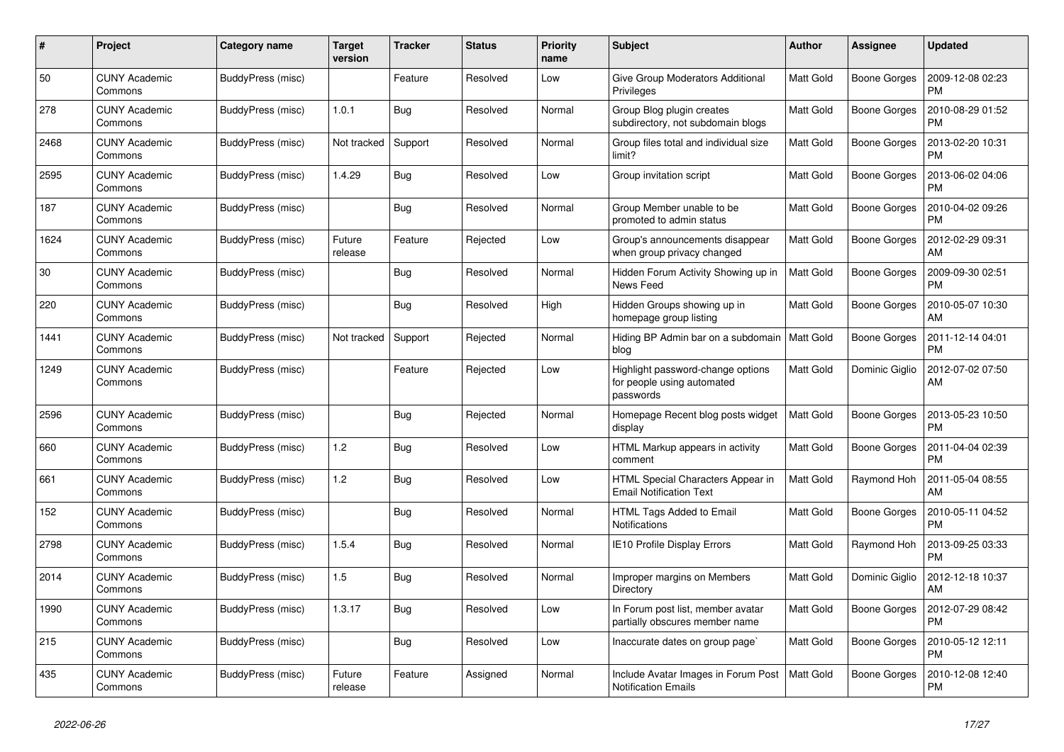| # | Project | Category name | Target version | Tracker | Status | Priority name | Subject | Author | Assignee | Updated |
|---|---|---|---|---|---|---|---|---|---|---|
| 50 | CUNY Academic Commons | BuddyPress (misc) | | Feature | Resolved | Low | Give Group Moderators Additional Privileges | Matt Gold | Boone Gorges | 2009-12-08 02:23 PM |
| 278 | CUNY Academic Commons | BuddyPress (misc) | 1.0.1 | Bug | Resolved | Normal | Group Blog plugin creates subdirectory, not subdomain blogs | Matt Gold | Boone Gorges | 2010-08-29 01:52 PM |
| 2468 | CUNY Academic Commons | BuddyPress (misc) | Not tracked | Support | Resolved | Normal | Group files total and individual size limit? | Matt Gold | Boone Gorges | 2013-02-20 10:31 PM |
| 2595 | CUNY Academic Commons | BuddyPress (misc) | 1.4.29 | Bug | Resolved | Low | Group invitation script | Matt Gold | Boone Gorges | 2013-06-02 04:06 PM |
| 187 | CUNY Academic Commons | BuddyPress (misc) | | Bug | Resolved | Normal | Group Member unable to be promoted to admin status | Matt Gold | Boone Gorges | 2010-04-02 09:26 PM |
| 1624 | CUNY Academic Commons | BuddyPress (misc) | Future release | Feature | Rejected | Low | Group's announcements disappear when group privacy changed | Matt Gold | Boone Gorges | 2012-02-29 09:31 AM |
| 30 | CUNY Academic Commons | BuddyPress (misc) | | Bug | Resolved | Normal | Hidden Forum Activity Showing up in News Feed | Matt Gold | Boone Gorges | 2009-09-30 02:51 PM |
| 220 | CUNY Academic Commons | BuddyPress (misc) | | Bug | Resolved | High | Hidden Groups showing up in homepage group listing | Matt Gold | Boone Gorges | 2010-05-07 10:30 AM |
| 1441 | CUNY Academic Commons | BuddyPress (misc) | Not tracked | Support | Rejected | Normal | Hiding BP Admin bar on a subdomain blog | Matt Gold | Boone Gorges | 2011-12-14 04:01 PM |
| 1249 | CUNY Academic Commons | BuddyPress (misc) | | Feature | Rejected | Low | Highlight password-change options for people using automated passwords | Matt Gold | Dominic Giglio | 2012-07-02 07:50 AM |
| 2596 | CUNY Academic Commons | BuddyPress (misc) | | Bug | Rejected | Normal | Homepage Recent blog posts widget display | Matt Gold | Boone Gorges | 2013-05-23 10:50 PM |
| 660 | CUNY Academic Commons | BuddyPress (misc) | 1.2 | Bug | Resolved | Low | HTML Markup appears in activity comment | Matt Gold | Boone Gorges | 2011-04-04 02:39 PM |
| 661 | CUNY Academic Commons | BuddyPress (misc) | 1.2 | Bug | Resolved | Low | HTML Special Characters Appear in Email Notification Text | Matt Gold | Raymond Hoh | 2011-05-04 08:55 AM |
| 152 | CUNY Academic Commons | BuddyPress (misc) | | Bug | Resolved | Normal | HTML Tags Added to Email Notifications | Matt Gold | Boone Gorges | 2010-05-11 04:52 PM |
| 2798 | CUNY Academic Commons | BuddyPress (misc) | 1.5.4 | Bug | Resolved | Normal | IE10 Profile Display Errors | Matt Gold | Raymond Hoh | 2013-09-25 03:33 PM |
| 2014 | CUNY Academic Commons | BuddyPress (misc) | 1.5 | Bug | Resolved | Normal | Improper margins on Members Directory | Matt Gold | Dominic Giglio | 2012-12-18 10:37 AM |
| 1990 | CUNY Academic Commons | BuddyPress (misc) | 1.3.17 | Bug | Resolved | Low | In Forum post list, member avatar partially obscures member name | Matt Gold | Boone Gorges | 2012-07-29 08:42 PM |
| 215 | CUNY Academic Commons | BuddyPress (misc) | | Bug | Resolved | Low | Inaccurate dates on group page` | Matt Gold | Boone Gorges | 2010-05-12 12:11 PM |
| 435 | CUNY Academic Commons | BuddyPress (misc) | Future release | Feature | Assigned | Normal | Include Avatar Images in Forum Post Notification Emails | Matt Gold | Boone Gorges | 2010-12-08 12:40 PM |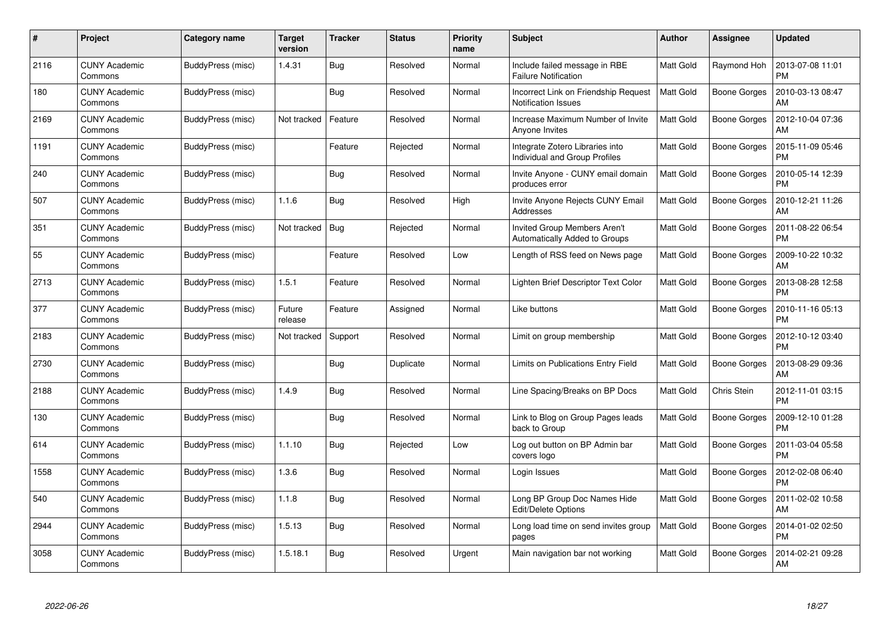| # | Project | Category name | Target version | Tracker | Status | Priority name | Subject | Author | Assignee | Updated |
|---|---|---|---|---|---|---|---|---|---|---|
| 2116 | CUNY Academic Commons | BuddyPress (misc) | 1.4.31 | Bug | Resolved | Normal | Include failed message in RBE Failure Notification | Matt Gold | Raymond Hoh | 2013-07-08 11:01 PM |
| 180 | CUNY Academic Commons | BuddyPress (misc) | | Bug | Resolved | Normal | Incorrect Link on Friendship Request Notification Issues | Matt Gold | Boone Gorges | 2010-03-13 08:47 AM |
| 2169 | CUNY Academic Commons | BuddyPress (misc) | Not tracked | Feature | Resolved | Normal | Increase Maximum Number of Invite Anyone Invites | Matt Gold | Boone Gorges | 2012-10-04 07:36 AM |
| 1191 | CUNY Academic Commons | BuddyPress (misc) | | Feature | Rejected | Normal | Integrate Zotero Libraries into Individual and Group Profiles | Matt Gold | Boone Gorges | 2015-11-09 05:46 PM |
| 240 | CUNY Academic Commons | BuddyPress (misc) | | Bug | Resolved | Normal | Invite Anyone - CUNY email domain produces error | Matt Gold | Boone Gorges | 2010-05-14 12:39 PM |
| 507 | CUNY Academic Commons | BuddyPress (misc) | 1.1.6 | Bug | Resolved | High | Invite Anyone Rejects CUNY Email Addresses | Matt Gold | Boone Gorges | 2010-12-21 11:26 AM |
| 351 | CUNY Academic Commons | BuddyPress (misc) | Not tracked | Bug | Rejected | Normal | Invited Group Members Aren't Automatically Added to Groups | Matt Gold | Boone Gorges | 2011-08-22 06:54 PM |
| 55 | CUNY Academic Commons | BuddyPress (misc) | | Feature | Resolved | Low | Length of RSS feed on News page | Matt Gold | Boone Gorges | 2009-10-22 10:32 AM |
| 2713 | CUNY Academic Commons | BuddyPress (misc) | 1.5.1 | Feature | Resolved | Normal | Lighten Brief Descriptor Text Color | Matt Gold | Boone Gorges | 2013-08-28 12:58 PM |
| 377 | CUNY Academic Commons | BuddyPress (misc) | Future release | Feature | Assigned | Normal | Like buttons | Matt Gold | Boone Gorges | 2010-11-16 05:13 PM |
| 2183 | CUNY Academic Commons | BuddyPress (misc) | Not tracked | Support | Resolved | Normal | Limit on group membership | Matt Gold | Boone Gorges | 2012-10-12 03:40 PM |
| 2730 | CUNY Academic Commons | BuddyPress (misc) | | Bug | Duplicate | Normal | Limits on Publications Entry Field | Matt Gold | Boone Gorges | 2013-08-29 09:36 AM |
| 2188 | CUNY Academic Commons | BuddyPress (misc) | 1.4.9 | Bug | Resolved | Normal | Line Spacing/Breaks on BP Docs | Matt Gold | Chris Stein | 2012-11-01 03:15 PM |
| 130 | CUNY Academic Commons | BuddyPress (misc) | | Bug | Resolved | Normal | Link to Blog on Group Pages leads back to Group | Matt Gold | Boone Gorges | 2009-12-10 01:28 PM |
| 614 | CUNY Academic Commons | BuddyPress (misc) | 1.1.10 | Bug | Rejected | Low | Log out button on BP Admin bar covers logo | Matt Gold | Boone Gorges | 2011-03-04 05:58 PM |
| 1558 | CUNY Academic Commons | BuddyPress (misc) | 1.3.6 | Bug | Resolved | Normal | Login Issues | Matt Gold | Boone Gorges | 2012-02-08 06:40 PM |
| 540 | CUNY Academic Commons | BuddyPress (misc) | 1.1.8 | Bug | Resolved | Normal | Long BP Group Doc Names Hide Edit/Delete Options | Matt Gold | Boone Gorges | 2011-02-02 10:58 AM |
| 2944 | CUNY Academic Commons | BuddyPress (misc) | 1.5.13 | Bug | Resolved | Normal | Long load time on send invites group pages | Matt Gold | Boone Gorges | 2014-01-02 02:50 PM |
| 3058 | CUNY Academic Commons | BuddyPress (misc) | 1.5.18.1 | Bug | Resolved | Urgent | Main navigation bar not working | Matt Gold | Boone Gorges | 2014-02-21 09:28 AM |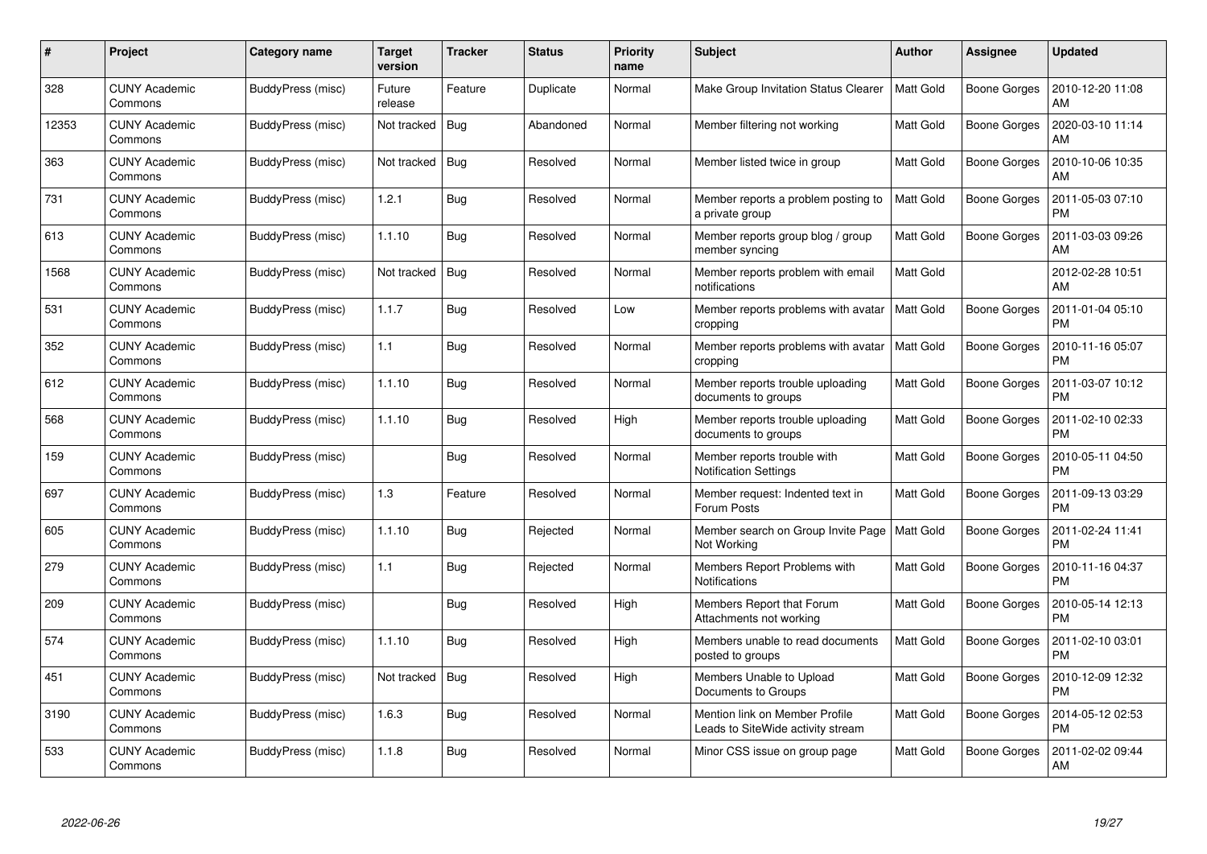| # | Project | Category name | Target version | Tracker | Status | Priority name | Subject | Author | Assignee | Updated |
|---|---|---|---|---|---|---|---|---|---|---|
| 328 | CUNY Academic Commons | BuddyPress (misc) | Future release | Feature | Duplicate | Normal | Make Group Invitation Status Clearer | Matt Gold | Boone Gorges | 2010-12-20 11:08 AM |
| 12353 | CUNY Academic Commons | BuddyPress (misc) | Not tracked | Bug | Abandoned | Normal | Member filtering not working | Matt Gold | Boone Gorges | 2020-03-10 11:14 AM |
| 363 | CUNY Academic Commons | BuddyPress (misc) | Not tracked | Bug | Resolved | Normal | Member listed twice in group | Matt Gold | Boone Gorges | 2010-10-06 10:35 AM |
| 731 | CUNY Academic Commons | BuddyPress (misc) | 1.2.1 | Bug | Resolved | Normal | Member reports a problem posting to a private group | Matt Gold | Boone Gorges | 2011-05-03 07:10 PM |
| 613 | CUNY Academic Commons | BuddyPress (misc) | 1.1.10 | Bug | Resolved | Normal | Member reports group blog / group member syncing | Matt Gold | Boone Gorges | 2011-03-03 09:26 AM |
| 1568 | CUNY Academic Commons | BuddyPress (misc) | Not tracked | Bug | Resolved | Normal | Member reports problem with email notifications | Matt Gold | | 2012-02-28 10:51 AM |
| 531 | CUNY Academic Commons | BuddyPress (misc) | 1.1.7 | Bug | Resolved | Low | Member reports problems with avatar cropping | Matt Gold | Boone Gorges | 2011-01-04 05:10 PM |
| 352 | CUNY Academic Commons | BuddyPress (misc) | 1.1 | Bug | Resolved | Normal | Member reports problems with avatar cropping | Matt Gold | Boone Gorges | 2010-11-16 05:07 PM |
| 612 | CUNY Academic Commons | BuddyPress (misc) | 1.1.10 | Bug | Resolved | Normal | Member reports trouble uploading documents to groups | Matt Gold | Boone Gorges | 2011-03-07 10:12 PM |
| 568 | CUNY Academic Commons | BuddyPress (misc) | 1.1.10 | Bug | Resolved | High | Member reports trouble uploading documents to groups | Matt Gold | Boone Gorges | 2011-02-10 02:33 PM |
| 159 | CUNY Academic Commons | BuddyPress (misc) | | Bug | Resolved | Normal | Member reports trouble with Notification Settings | Matt Gold | Boone Gorges | 2010-05-11 04:50 PM |
| 697 | CUNY Academic Commons | BuddyPress (misc) | 1.3 | Feature | Resolved | Normal | Member request: Indented text in Forum Posts | Matt Gold | Boone Gorges | 2011-09-13 03:29 PM |
| 605 | CUNY Academic Commons | BuddyPress (misc) | 1.1.10 | Bug | Rejected | Normal | Member search on Group Invite Page Not Working | Matt Gold | Boone Gorges | 2011-02-24 11:41 PM |
| 279 | CUNY Academic Commons | BuddyPress (misc) | 1.1 | Bug | Rejected | Normal | Members Report Problems with Notifications | Matt Gold | Boone Gorges | 2010-11-16 04:37 PM |
| 209 | CUNY Academic Commons | BuddyPress (misc) | | Bug | Resolved | High | Members Report that Forum Attachments not working | Matt Gold | Boone Gorges | 2010-05-14 12:13 PM |
| 574 | CUNY Academic Commons | BuddyPress (misc) | 1.1.10 | Bug | Resolved | High | Members unable to read documents posted to groups | Matt Gold | Boone Gorges | 2011-02-10 03:01 PM |
| 451 | CUNY Academic Commons | BuddyPress (misc) | Not tracked | Bug | Resolved | High | Members Unable to Upload Documents to Groups | Matt Gold | Boone Gorges | 2010-12-09 12:32 PM |
| 3190 | CUNY Academic Commons | BuddyPress (misc) | 1.6.3 | Bug | Resolved | Normal | Mention link on Member Profile Leads to SiteWide activity stream | Matt Gold | Boone Gorges | 2014-05-12 02:53 PM |
| 533 | CUNY Academic Commons | BuddyPress (misc) | 1.1.8 | Bug | Resolved | Normal | Minor CSS issue on group page | Matt Gold | Boone Gorges | 2011-02-02 09:44 AM |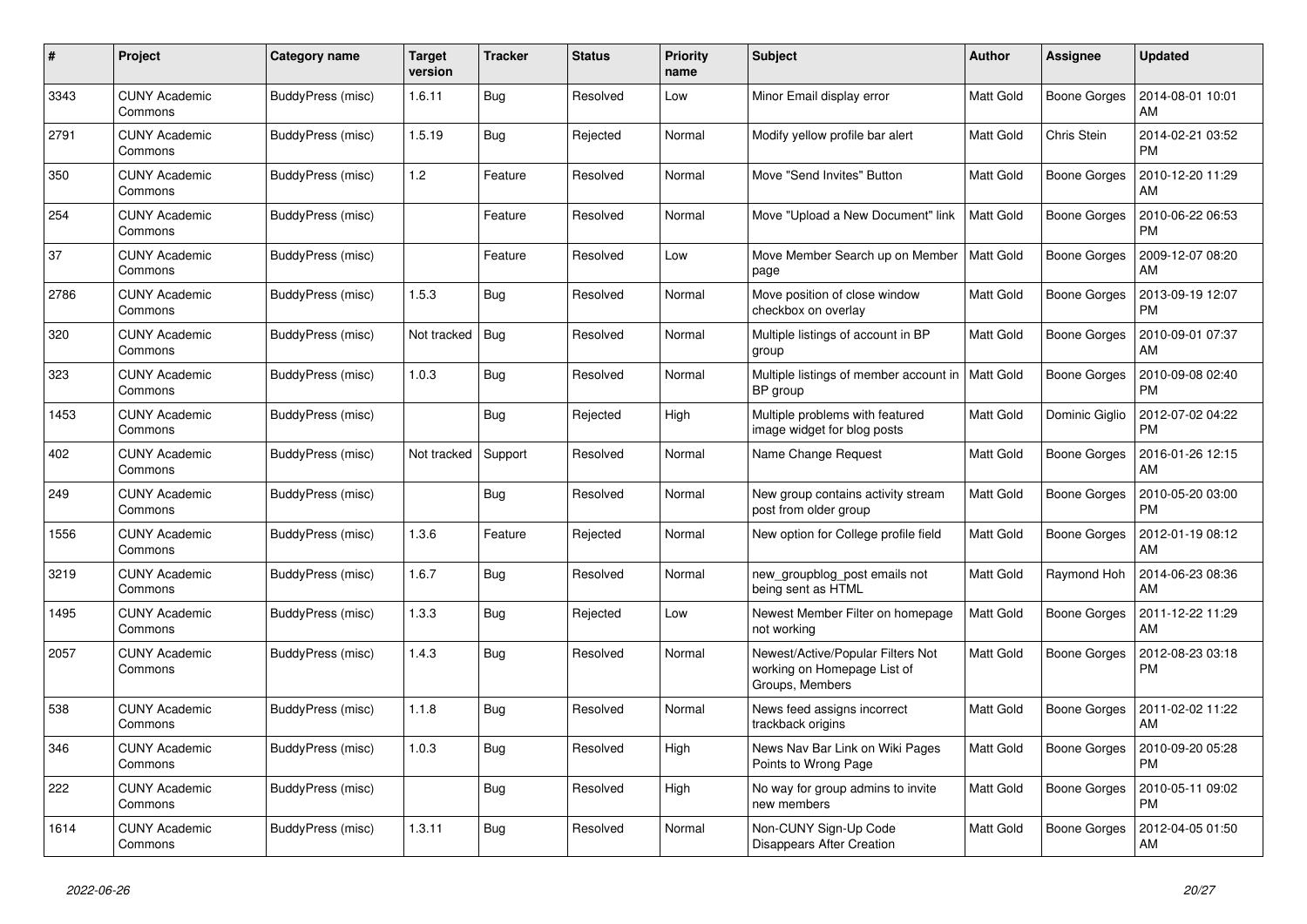| # | Project | Category name | Target version | Tracker | Status | Priority name | Subject | Author | Assignee | Updated |
|---|---|---|---|---|---|---|---|---|---|---|
| 3343 | CUNY Academic Commons | BuddyPress (misc) | 1.6.11 | Bug | Resolved | Low | Minor Email display error | Matt Gold | Boone Gorges | 2014-08-01 10:01 AM |
| 2791 | CUNY Academic Commons | BuddyPress (misc) | 1.5.19 | Bug | Rejected | Normal | Modify yellow profile bar alert | Matt Gold | Chris Stein | 2014-02-21 03:52 PM |
| 350 | CUNY Academic Commons | BuddyPress (misc) | 1.2 | Feature | Resolved | Normal | Move "Send Invites" Button | Matt Gold | Boone Gorges | 2010-12-20 11:29 AM |
| 254 | CUNY Academic Commons | BuddyPress (misc) | | Feature | Resolved | Normal | Move "Upload a New Document" link | Matt Gold | Boone Gorges | 2010-06-22 06:53 PM |
| 37 | CUNY Academic Commons | BuddyPress (misc) | | Feature | Resolved | Low | Move Member Search up on Member page | Matt Gold | Boone Gorges | 2009-12-07 08:20 AM |
| 2786 | CUNY Academic Commons | BuddyPress (misc) | 1.5.3 | Bug | Resolved | Normal | Move position of close window checkbox on overlay | Matt Gold | Boone Gorges | 2013-09-19 12:07 PM |
| 320 | CUNY Academic Commons | BuddyPress (misc) | Not tracked | Bug | Resolved | Normal | Multiple listings of account in BP group | Matt Gold | Boone Gorges | 2010-09-01 07:37 AM |
| 323 | CUNY Academic Commons | BuddyPress (misc) | 1.0.3 | Bug | Resolved | Normal | Multiple listings of member account in BP group | Matt Gold | Boone Gorges | 2010-09-08 02:40 PM |
| 1453 | CUNY Academic Commons | BuddyPress (misc) | | Bug | Rejected | High | Multiple problems with featured image widget for blog posts | Matt Gold | Dominic Giglio | 2012-07-02 04:22 PM |
| 402 | CUNY Academic Commons | BuddyPress (misc) | Not tracked | Support | Resolved | Normal | Name Change Request | Matt Gold | Boone Gorges | 2016-01-26 12:15 AM |
| 249 | CUNY Academic Commons | BuddyPress (misc) | | Bug | Resolved | Normal | New group contains activity stream post from older group | Matt Gold | Boone Gorges | 2010-05-20 03:00 PM |
| 1556 | CUNY Academic Commons | BuddyPress (misc) | 1.3.6 | Feature | Rejected | Normal | New option for College profile field | Matt Gold | Boone Gorges | 2012-01-19 08:12 AM |
| 3219 | CUNY Academic Commons | BuddyPress (misc) | 1.6.7 | Bug | Resolved | Normal | new_groupblog_post emails not being sent as HTML | Matt Gold | Raymond Hoh | 2014-06-23 08:36 AM |
| 1495 | CUNY Academic Commons | BuddyPress (misc) | 1.3.3 | Bug | Rejected | Low | Newest Member Filter on homepage not working | Matt Gold | Boone Gorges | 2011-12-22 11:29 AM |
| 2057 | CUNY Academic Commons | BuddyPress (misc) | 1.4.3 | Bug | Resolved | Normal | Newest/Active/Popular Filters Not working on Homepage List of Groups, Members | Matt Gold | Boone Gorges | 2012-08-23 03:18 PM |
| 538 | CUNY Academic Commons | BuddyPress (misc) | 1.1.8 | Bug | Resolved | Normal | News feed assigns incorrect trackback origins | Matt Gold | Boone Gorges | 2011-02-02 11:22 AM |
| 346 | CUNY Academic Commons | BuddyPress (misc) | 1.0.3 | Bug | Resolved | High | News Nav Bar Link on Wiki Pages Points to Wrong Page | Matt Gold | Boone Gorges | 2010-09-20 05:28 PM |
| 222 | CUNY Academic Commons | BuddyPress (misc) | | Bug | Resolved | High | No way for group admins to invite new members | Matt Gold | Boone Gorges | 2010-05-11 09:02 PM |
| 1614 | CUNY Academic Commons | BuddyPress (misc) | 1.3.11 | Bug | Resolved | Normal | Non-CUNY Sign-Up Code Disappears After Creation | Matt Gold | Boone Gorges | 2012-04-05 01:50 AM |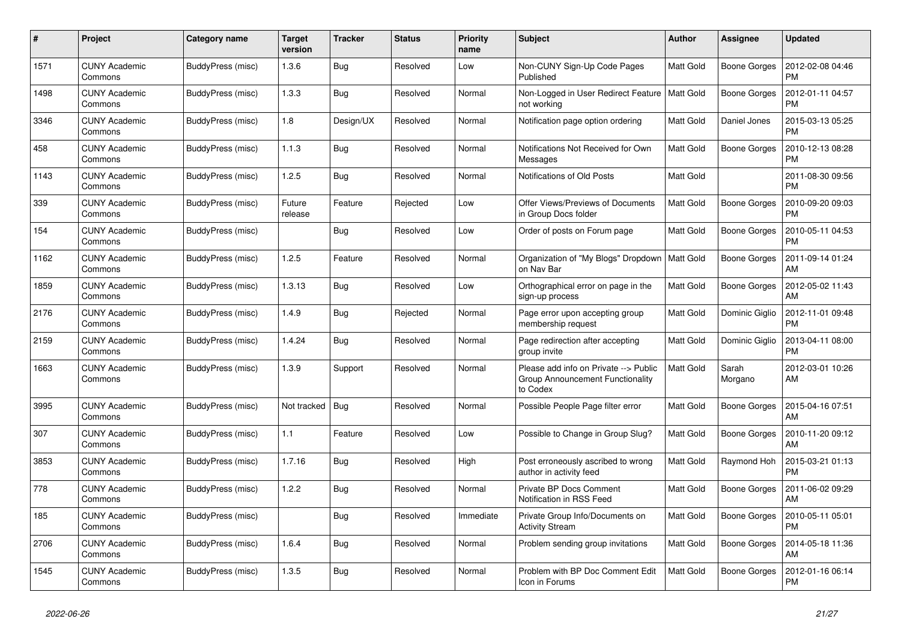| # | Project | Category name | Target version | Tracker | Status | Priority name | Subject | Author | Assignee | Updated |
|---|---|---|---|---|---|---|---|---|---|---|
| 1571 | CUNY Academic Commons | BuddyPress (misc) | 1.3.6 | Bug | Resolved | Low | Non-CUNY Sign-Up Code Pages Published | Matt Gold | Boone Gorges | 2012-02-08 04:46 PM |
| 1498 | CUNY Academic Commons | BuddyPress (misc) | 1.3.3 | Bug | Resolved | Normal | Non-Logged in User Redirect Feature not working | Matt Gold | Boone Gorges | 2012-01-11 04:57 PM |
| 3346 | CUNY Academic Commons | BuddyPress (misc) | 1.8 | Design/UX | Resolved | Normal | Notification page option ordering | Matt Gold | Daniel Jones | 2015-03-13 05:25 PM |
| 458 | CUNY Academic Commons | BuddyPress (misc) | 1.1.3 | Bug | Resolved | Normal | Notifications Not Received for Own Messages | Matt Gold | Boone Gorges | 2010-12-13 08:28 PM |
| 1143 | CUNY Academic Commons | BuddyPress (misc) | 1.2.5 | Bug | Resolved | Normal | Notifications of Old Posts | Matt Gold | | 2011-08-30 09:56 PM |
| 339 | CUNY Academic Commons | BuddyPress (misc) | Future release | Feature | Rejected | Low | Offer Views/Previews of Documents in Group Docs folder | Matt Gold | Boone Gorges | 2010-09-20 09:03 PM |
| 154 | CUNY Academic Commons | BuddyPress (misc) | | Bug | Resolved | Low | Order of posts on Forum page | Matt Gold | Boone Gorges | 2010-05-11 04:53 PM |
| 1162 | CUNY Academic Commons | BuddyPress (misc) | 1.2.5 | Feature | Resolved | Normal | Organization of "My Blogs" Dropdown on Nav Bar | Matt Gold | Boone Gorges | 2011-09-14 01:24 AM |
| 1859 | CUNY Academic Commons | BuddyPress (misc) | 1.3.13 | Bug | Resolved | Low | Orthographical error on page in the sign-up process | Matt Gold | Boone Gorges | 2012-05-02 11:43 AM |
| 2176 | CUNY Academic Commons | BuddyPress (misc) | 1.4.9 | Bug | Rejected | Normal | Page error upon accepting group membership request | Matt Gold | Dominic Giglio | 2012-11-01 09:48 PM |
| 2159 | CUNY Academic Commons | BuddyPress (misc) | 1.4.24 | Bug | Resolved | Normal | Page redirection after accepting group invite | Matt Gold | Dominic Giglio | 2013-04-11 08:00 PM |
| 1663 | CUNY Academic Commons | BuddyPress (misc) | 1.3.9 | Support | Resolved | Normal | Please add info on Private --> Public Group Announcement Functionality to Codex | Matt Gold | Sarah Morgano | 2012-03-01 10:26 AM |
| 3995 | CUNY Academic Commons | BuddyPress (misc) | Not tracked | Bug | Resolved | Normal | Possible People Page filter error | Matt Gold | Boone Gorges | 2015-04-16 07:51 AM |
| 307 | CUNY Academic Commons | BuddyPress (misc) | 1.1 | Feature | Resolved | Low | Possible to Change in Group Slug? | Matt Gold | Boone Gorges | 2010-11-20 09:12 AM |
| 3853 | CUNY Academic Commons | BuddyPress (misc) | 1.7.16 | Bug | Resolved | High | Post erroneously ascribed to wrong author in activity feed | Matt Gold | Raymond Hoh | 2015-03-21 01:13 PM |
| 778 | CUNY Academic Commons | BuddyPress (misc) | 1.2.2 | Bug | Resolved | Normal | Private BP Docs Comment Notification in RSS Feed | Matt Gold | Boone Gorges | 2011-06-02 09:29 AM |
| 185 | CUNY Academic Commons | BuddyPress (misc) | | Bug | Resolved | Immediate | Private Group Info/Documents on Activity Stream | Matt Gold | Boone Gorges | 2010-05-11 05:01 PM |
| 2706 | CUNY Academic Commons | BuddyPress (misc) | 1.6.4 | Bug | Resolved | Normal | Problem sending group invitations | Matt Gold | Boone Gorges | 2014-05-18 11:36 AM |
| 1545 | CUNY Academic Commons | BuddyPress (misc) | 1.3.5 | Bug | Resolved | Normal | Problem with BP Doc Comment Edit Icon in Forums | Matt Gold | Boone Gorges | 2012-01-16 06:14 PM |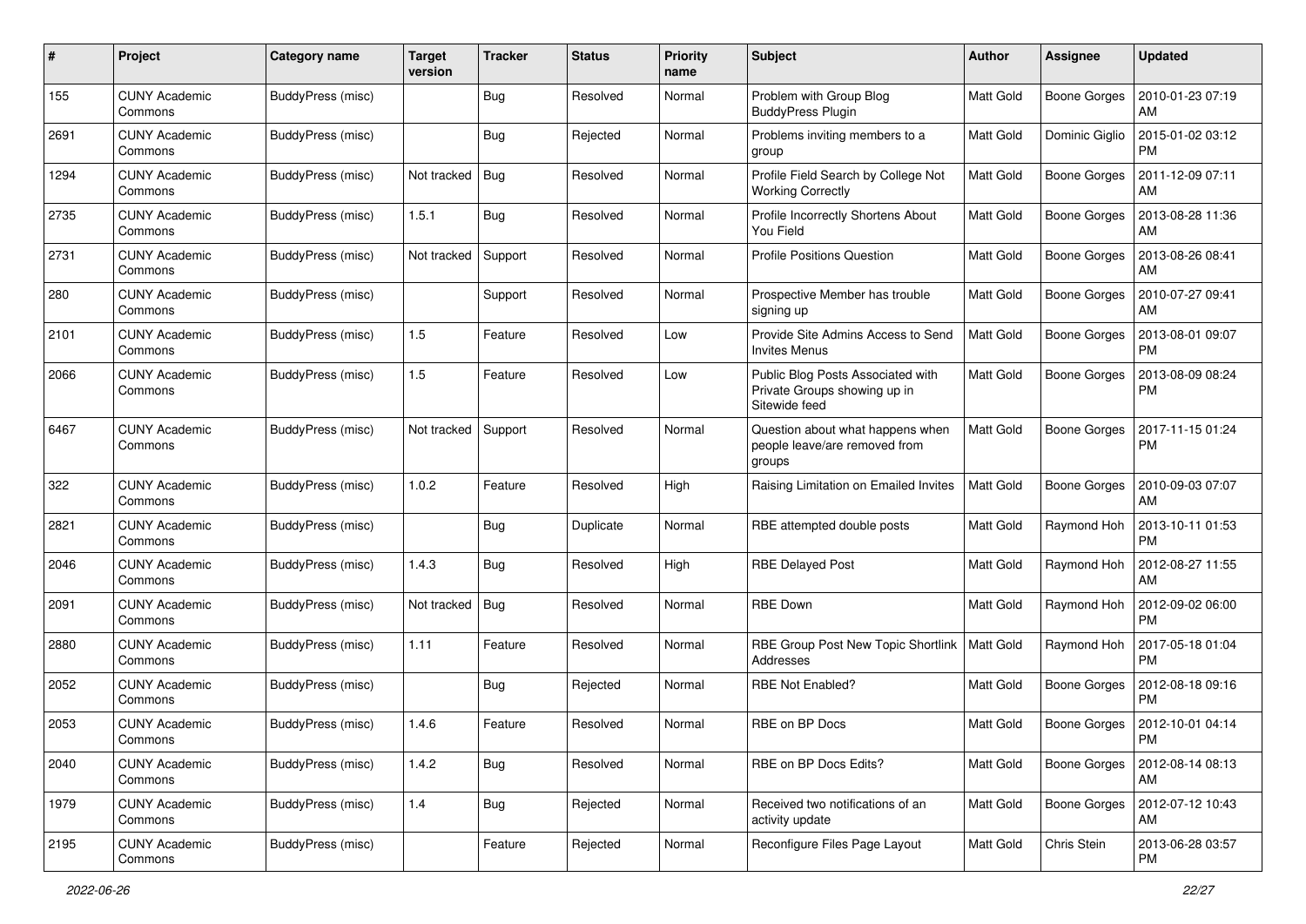| # | Project | Category name | Target version | Tracker | Status | Priority name | Subject | Author | Assignee | Updated |
|---|---|---|---|---|---|---|---|---|---|---|
| 155 | CUNY Academic Commons | BuddyPress (misc) | | Bug | Resolved | Normal | Problem with Group Blog BuddyPress Plugin | Matt Gold | Boone Gorges | 2010-01-23 07:19 AM |
| 2691 | CUNY Academic Commons | BuddyPress (misc) | | Bug | Rejected | Normal | Problems inviting members to a group | Matt Gold | Dominic Giglio | 2015-01-02 03:12 PM |
| 1294 | CUNY Academic Commons | BuddyPress (misc) | Not tracked | Bug | Resolved | Normal | Profile Field Search by College Not Working Correctly | Matt Gold | Boone Gorges | 2011-12-09 07:11 AM |
| 2735 | CUNY Academic Commons | BuddyPress (misc) | 1.5.1 | Bug | Resolved | Normal | Profile Incorrectly Shortens About You Field | Matt Gold | Boone Gorges | 2013-08-28 11:36 AM |
| 2731 | CUNY Academic Commons | BuddyPress (misc) | Not tracked | Support | Resolved | Normal | Profile Positions Question | Matt Gold | Boone Gorges | 2013-08-26 08:41 AM |
| 280 | CUNY Academic Commons | BuddyPress (misc) | | Support | Resolved | Normal | Prospective Member has trouble signing up | Matt Gold | Boone Gorges | 2010-07-27 09:41 AM |
| 2101 | CUNY Academic Commons | BuddyPress (misc) | 1.5 | Feature | Resolved | Low | Provide Site Admins Access to Send Invites Menus | Matt Gold | Boone Gorges | 2013-08-01 09:07 PM |
| 2066 | CUNY Academic Commons | BuddyPress (misc) | 1.5 | Feature | Resolved | Low | Public Blog Posts Associated with Private Groups showing up in Sitewide feed | Matt Gold | Boone Gorges | 2013-08-09 08:24 PM |
| 6467 | CUNY Academic Commons | BuddyPress (misc) | Not tracked | Support | Resolved | Normal | Question about what happens when people leave/are removed from groups | Matt Gold | Boone Gorges | 2017-11-15 01:24 PM |
| 322 | CUNY Academic Commons | BuddyPress (misc) | 1.0.2 | Feature | Resolved | High | Raising Limitation on Emailed Invites | Matt Gold | Boone Gorges | 2010-09-03 07:07 AM |
| 2821 | CUNY Academic Commons | BuddyPress (misc) | | Bug | Duplicate | Normal | RBE attempted double posts | Matt Gold | Raymond Hoh | 2013-10-11 01:53 PM |
| 2046 | CUNY Academic Commons | BuddyPress (misc) | 1.4.3 | Bug | Resolved | High | RBE Delayed Post | Matt Gold | Raymond Hoh | 2012-08-27 11:55 AM |
| 2091 | CUNY Academic Commons | BuddyPress (misc) | Not tracked | Bug | Resolved | Normal | RBE Down | Matt Gold | Raymond Hoh | 2012-09-02 06:00 PM |
| 2880 | CUNY Academic Commons | BuddyPress (misc) | 1.11 | Feature | Resolved | Normal | RBE Group Post New Topic Shortlink Addresses | Matt Gold | Raymond Hoh | 2017-05-18 01:04 PM |
| 2052 | CUNY Academic Commons | BuddyPress (misc) | | Bug | Rejected | Normal | RBE Not Enabled? | Matt Gold | Boone Gorges | 2012-08-18 09:16 PM |
| 2053 | CUNY Academic Commons | BuddyPress (misc) | 1.4.6 | Feature | Resolved | Normal | RBE on BP Docs | Matt Gold | Boone Gorges | 2012-10-01 04:14 PM |
| 2040 | CUNY Academic Commons | BuddyPress (misc) | 1.4.2 | Bug | Resolved | Normal | RBE on BP Docs Edits? | Matt Gold | Boone Gorges | 2012-08-14 08:13 AM |
| 1979 | CUNY Academic Commons | BuddyPress (misc) | 1.4 | Bug | Rejected | Normal | Received two notifications of an activity update | Matt Gold | Boone Gorges | 2012-07-12 10:43 AM |
| 2195 | CUNY Academic Commons | BuddyPress (misc) | | Feature | Rejected | Normal | Reconfigure Files Page Layout | Matt Gold | Chris Stein | 2013-06-28 03:57 PM |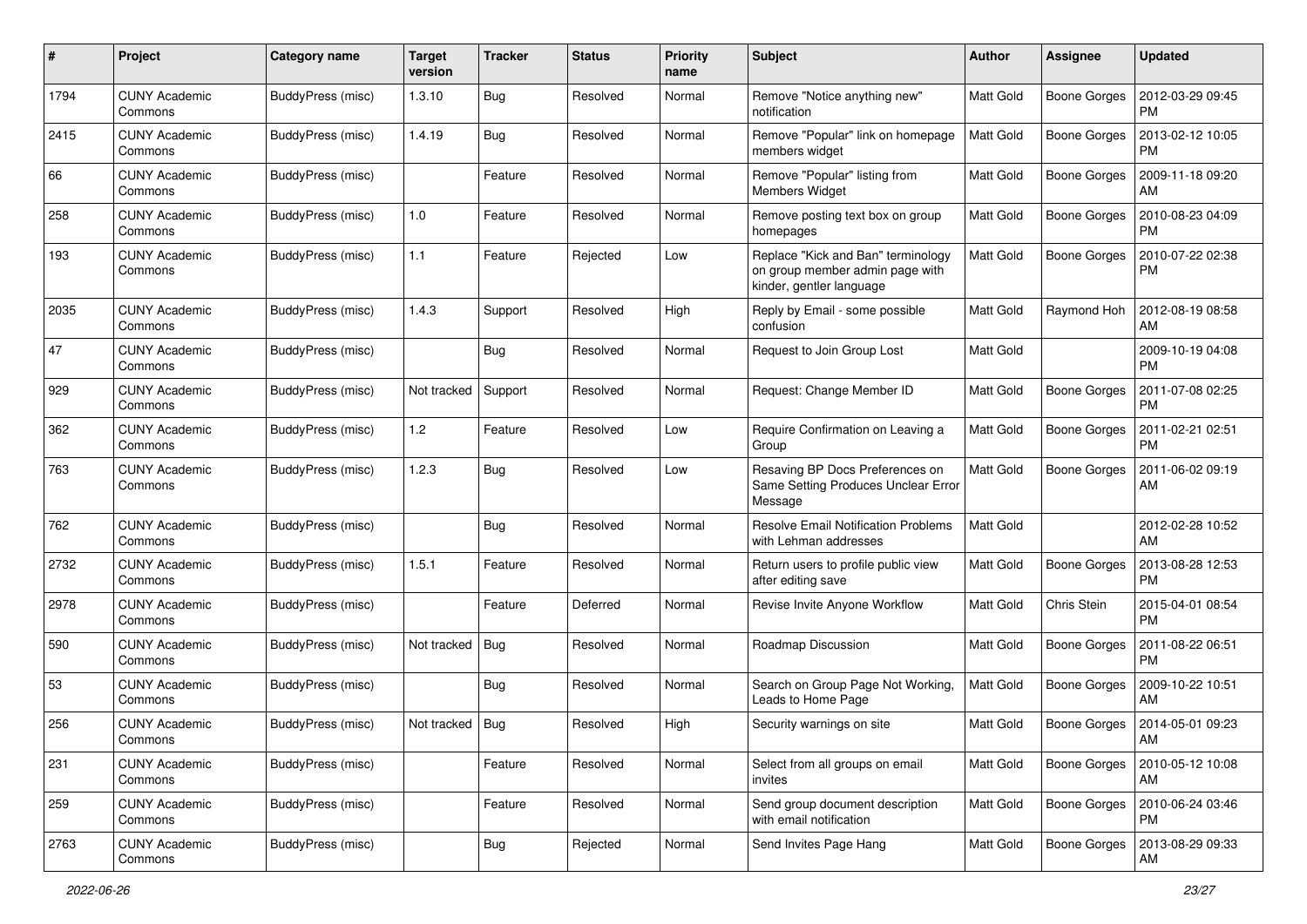| # | Project | Category name | Target version | Tracker | Status | Priority name | Subject | Author | Assignee | Updated |
|---|---|---|---|---|---|---|---|---|---|---|
| 1794 | CUNY Academic Commons | BuddyPress (misc) | 1.3.10 | Bug | Resolved | Normal | Remove "Notice anything new" notification | Matt Gold | Boone Gorges | 2012-03-29 09:45 PM |
| 2415 | CUNY Academic Commons | BuddyPress (misc) | 1.4.19 | Bug | Resolved | Normal | Remove "Popular" link on homepage members widget | Matt Gold | Boone Gorges | 2013-02-12 10:05 PM |
| 66 | CUNY Academic Commons | BuddyPress (misc) | | Feature | Resolved | Normal | Remove "Popular" listing from Members Widget | Matt Gold | Boone Gorges | 2009-11-18 09:20 AM |
| 258 | CUNY Academic Commons | BuddyPress (misc) | 1.0 | Feature | Resolved | Normal | Remove posting text box on group homepages | Matt Gold | Boone Gorges | 2010-08-23 04:09 PM |
| 193 | CUNY Academic Commons | BuddyPress (misc) | 1.1 | Feature | Rejected | Low | Replace "Kick and Ban" terminology on group member admin page with kinder, gentler language | Matt Gold | Boone Gorges | 2010-07-22 02:38 PM |
| 2035 | CUNY Academic Commons | BuddyPress (misc) | 1.4.3 | Support | Resolved | High | Reply by Email - some possible confusion | Matt Gold | Raymond Hoh | 2012-08-19 08:58 AM |
| 47 | CUNY Academic Commons | BuddyPress (misc) | | Bug | Resolved | Normal | Request to Join Group Lost | Matt Gold | | 2009-10-19 04:08 PM |
| 929 | CUNY Academic Commons | BuddyPress (misc) | Not tracked | Support | Resolved | Normal | Request: Change Member ID | Matt Gold | Boone Gorges | 2011-07-08 02:25 PM |
| 362 | CUNY Academic Commons | BuddyPress (misc) | 1.2 | Feature | Resolved | Low | Require Confirmation on Leaving a Group | Matt Gold | Boone Gorges | 2011-02-21 02:51 PM |
| 763 | CUNY Academic Commons | BuddyPress (misc) | 1.2.3 | Bug | Resolved | Low | Resaving BP Docs Preferences on Same Setting Produces Unclear Error Message | Matt Gold | Boone Gorges | 2011-06-02 09:19 AM |
| 762 | CUNY Academic Commons | BuddyPress (misc) | | Bug | Resolved | Normal | Resolve Email Notification Problems with Lehman addresses | Matt Gold | | 2012-02-28 10:52 AM |
| 2732 | CUNY Academic Commons | BuddyPress (misc) | 1.5.1 | Feature | Resolved | Normal | Return users to profile public view after editing save | Matt Gold | Boone Gorges | 2013-08-28 12:53 PM |
| 2978 | CUNY Academic Commons | BuddyPress (misc) | | Feature | Deferred | Normal | Revise Invite Anyone Workflow | Matt Gold | Chris Stein | 2015-04-01 08:54 PM |
| 590 | CUNY Academic Commons | BuddyPress (misc) | Not tracked | Bug | Resolved | Normal | Roadmap Discussion | Matt Gold | Boone Gorges | 2011-08-22 06:51 PM |
| 53 | CUNY Academic Commons | BuddyPress (misc) | | Bug | Resolved | Normal | Search on Group Page Not Working, Leads to Home Page | Matt Gold | Boone Gorges | 2009-10-22 10:51 AM |
| 256 | CUNY Academic Commons | BuddyPress (misc) | Not tracked | Bug | Resolved | High | Security warnings on site | Matt Gold | Boone Gorges | 2014-05-01 09:23 AM |
| 231 | CUNY Academic Commons | BuddyPress (misc) | | Feature | Resolved | Normal | Select from all groups on email invites | Matt Gold | Boone Gorges | 2010-05-12 10:08 AM |
| 259 | CUNY Academic Commons | BuddyPress (misc) | | Feature | Resolved | Normal | Send group document description with email notification | Matt Gold | Boone Gorges | 2010-06-24 03:46 PM |
| 2763 | CUNY Academic Commons | BuddyPress (misc) | | Bug | Rejected | Normal | Send Invites Page Hang | Matt Gold | Boone Gorges | 2013-08-29 09:33 AM |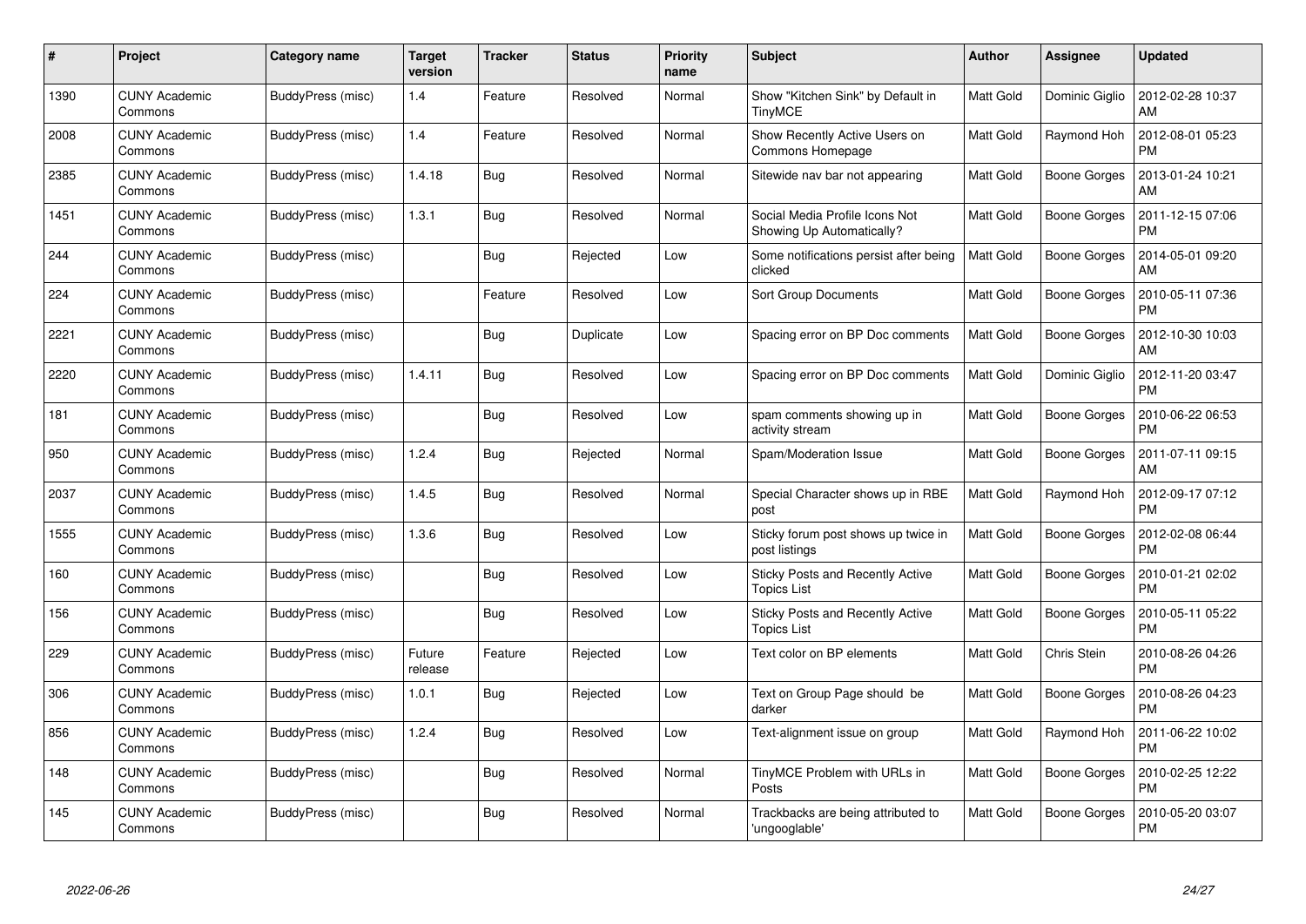| # | Project | Category name | Target version | Tracker | Status | Priority name | Subject | Author | Assignee | Updated |
|---|---|---|---|---|---|---|---|---|---|---|
| 1390 | CUNY Academic Commons | BuddyPress (misc) | 1.4 | Feature | Resolved | Normal | Show "Kitchen Sink" by Default in TinyMCE | Matt Gold | Dominic Giglio | 2012-02-28 10:37 AM |
| 2008 | CUNY Academic Commons | BuddyPress (misc) | 1.4 | Feature | Resolved | Normal | Show Recently Active Users on Commons Homepage | Matt Gold | Raymond Hoh | 2012-08-01 05:23 PM |
| 2385 | CUNY Academic Commons | BuddyPress (misc) | 1.4.18 | Bug | Resolved | Normal | Sitewide nav bar not appearing | Matt Gold | Boone Gorges | 2013-01-24 10:21 AM |
| 1451 | CUNY Academic Commons | BuddyPress (misc) | 1.3.1 | Bug | Resolved | Normal | Social Media Profile Icons Not Showing Up Automatically? | Matt Gold | Boone Gorges | 2011-12-15 07:06 PM |
| 244 | CUNY Academic Commons | BuddyPress (misc) | | Bug | Rejected | Low | Some notifications persist after being clicked | Matt Gold | Boone Gorges | 2014-05-01 09:20 AM |
| 224 | CUNY Academic Commons | BuddyPress (misc) | | Feature | Resolved | Low | Sort Group Documents | Matt Gold | Boone Gorges | 2010-05-11 07:36 PM |
| 2221 | CUNY Academic Commons | BuddyPress (misc) | | Bug | Duplicate | Low | Spacing error on BP Doc comments | Matt Gold | Boone Gorges | 2012-10-30 10:03 AM |
| 2220 | CUNY Academic Commons | BuddyPress (misc) | 1.4.11 | Bug | Resolved | Low | Spacing error on BP Doc comments | Matt Gold | Dominic Giglio | 2012-11-20 03:47 PM |
| 181 | CUNY Academic Commons | BuddyPress (misc) | | Bug | Resolved | Low | spam comments showing up in activity stream | Matt Gold | Boone Gorges | 2010-06-22 06:53 PM |
| 950 | CUNY Academic Commons | BuddyPress (misc) | 1.2.4 | Bug | Rejected | Normal | Spam/Moderation Issue | Matt Gold | Boone Gorges | 2011-07-11 09:15 AM |
| 2037 | CUNY Academic Commons | BuddyPress (misc) | 1.4.5 | Bug | Resolved | Normal | Special Character shows up in RBE post | Matt Gold | Raymond Hoh | 2012-09-17 07:12 PM |
| 1555 | CUNY Academic Commons | BuddyPress (misc) | 1.3.6 | Bug | Resolved | Low | Sticky forum post shows up twice in post listings | Matt Gold | Boone Gorges | 2012-02-08 06:44 PM |
| 160 | CUNY Academic Commons | BuddyPress (misc) | | Bug | Resolved | Low | Sticky Posts and Recently Active Topics List | Matt Gold | Boone Gorges | 2010-01-21 02:02 PM |
| 156 | CUNY Academic Commons | BuddyPress (misc) | | Bug | Resolved | Low | Sticky Posts and Recently Active Topics List | Matt Gold | Boone Gorges | 2010-05-11 05:22 PM |
| 229 | CUNY Academic Commons | BuddyPress (misc) | Future release | Feature | Rejected | Low | Text color on BP elements | Matt Gold | Chris Stein | 2010-08-26 04:26 PM |
| 306 | CUNY Academic Commons | BuddyPress (misc) | 1.0.1 | Bug | Rejected | Low | Text on Group Page should be darker | Matt Gold | Boone Gorges | 2010-08-26 04:23 PM |
| 856 | CUNY Academic Commons | BuddyPress (misc) | 1.2.4 | Bug | Resolved | Low | Text-alignment issue on group | Matt Gold | Raymond Hoh | 2011-06-22 10:02 PM |
| 148 | CUNY Academic Commons | BuddyPress (misc) | | Bug | Resolved | Normal | TinyMCE Problem with URLs in Posts | Matt Gold | Boone Gorges | 2010-02-25 12:22 PM |
| 145 | CUNY Academic Commons | BuddyPress (misc) | | Bug | Resolved | Normal | Trackbacks are being attributed to 'ungooglable' | Matt Gold | Boone Gorges | 2010-05-20 03:07 PM |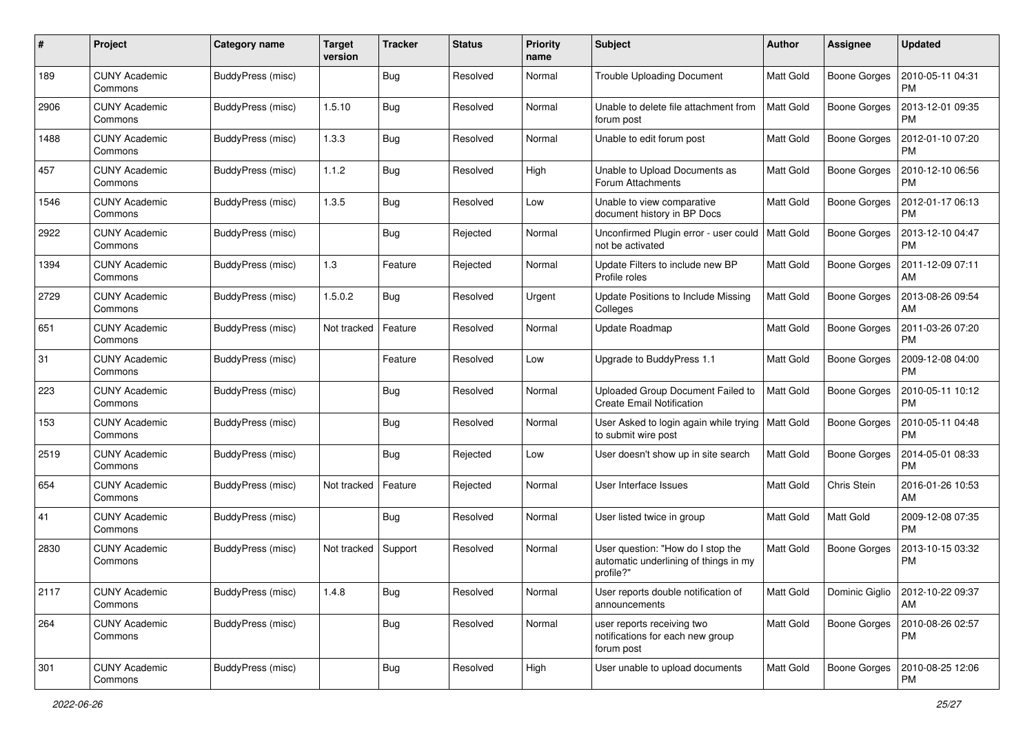| # | Project | Category name | Target version | Tracker | Status | Priority name | Subject | Author | Assignee | Updated |
|---|---|---|---|---|---|---|---|---|---|---|
| 189 | CUNY Academic Commons | BuddyPress (misc) | | Bug | Resolved | Normal | Trouble Uploading Document | Matt Gold | Boone Gorges | 2010-05-11 04:31 PM |
| 2906 | CUNY Academic Commons | BuddyPress (misc) | 1.5.10 | Bug | Resolved | Normal | Unable to delete file attachment from forum post | Matt Gold | Boone Gorges | 2013-12-01 09:35 PM |
| 1488 | CUNY Academic Commons | BuddyPress (misc) | 1.3.3 | Bug | Resolved | Normal | Unable to edit forum post | Matt Gold | Boone Gorges | 2012-01-10 07:20 PM |
| 457 | CUNY Academic Commons | BuddyPress (misc) | 1.1.2 | Bug | Resolved | High | Unable to Upload Documents as Forum Attachments | Matt Gold | Boone Gorges | 2010-12-10 06:56 PM |
| 1546 | CUNY Academic Commons | BuddyPress (misc) | 1.3.5 | Bug | Resolved | Low | Unable to view comparative document history in BP Docs | Matt Gold | Boone Gorges | 2012-01-17 06:13 PM |
| 2922 | CUNY Academic Commons | BuddyPress (misc) | | Bug | Rejected | Normal | Unconfirmed Plugin error - user could not be activated | Matt Gold | Boone Gorges | 2013-12-10 04:47 PM |
| 1394 | CUNY Academic Commons | BuddyPress (misc) | 1.3 | Feature | Rejected | Normal | Update Filters to include new BP Profile roles | Matt Gold | Boone Gorges | 2011-12-09 07:11 AM |
| 2729 | CUNY Academic Commons | BuddyPress (misc) | 1.5.0.2 | Bug | Resolved | Urgent | Update Positions to Include Missing Colleges | Matt Gold | Boone Gorges | 2013-08-26 09:54 AM |
| 651 | CUNY Academic Commons | BuddyPress (misc) | Not tracked | Feature | Resolved | Normal | Update Roadmap | Matt Gold | Boone Gorges | 2011-03-26 07:20 PM |
| 31 | CUNY Academic Commons | BuddyPress (misc) | | Feature | Resolved | Low | Upgrade to BuddyPress 1.1 | Matt Gold | Boone Gorges | 2009-12-08 04:00 PM |
| 223 | CUNY Academic Commons | BuddyPress (misc) | | Bug | Resolved | Normal | Uploaded Group Document Failed to Create Email Notification | Matt Gold | Boone Gorges | 2010-05-11 10:12 PM |
| 153 | CUNY Academic Commons | BuddyPress (misc) | | Bug | Resolved | Normal | User Asked to login again while trying to submit wire post | Matt Gold | Boone Gorges | 2010-05-11 04:48 PM |
| 2519 | CUNY Academic Commons | BuddyPress (misc) | | Bug | Rejected | Low | User doesn't show up in site search | Matt Gold | Boone Gorges | 2014-05-01 08:33 PM |
| 654 | CUNY Academic Commons | BuddyPress (misc) | Not tracked | Feature | Rejected | Normal | User Interface Issues | Matt Gold | Chris Stein | 2016-01-26 10:53 AM |
| 41 | CUNY Academic Commons | BuddyPress (misc) | | Bug | Resolved | Normal | User listed twice in group | Matt Gold | Matt Gold | 2009-12-08 07:35 PM |
| 2830 | CUNY Academic Commons | BuddyPress (misc) | Not tracked | Support | Resolved | Normal | User question: "How do I stop the automatic underlining of things in my profile?" | Matt Gold | Boone Gorges | 2013-10-15 03:32 PM |
| 2117 | CUNY Academic Commons | BuddyPress (misc) | 1.4.8 | Bug | Resolved | Normal | User reports double notification of announcements | Matt Gold | Dominic Giglio | 2012-10-22 09:37 AM |
| 264 | CUNY Academic Commons | BuddyPress (misc) | | Bug | Resolved | Normal | user reports receiving two notifications for each new group forum post | Matt Gold | Boone Gorges | 2010-08-26 02:57 PM |
| 301 | CUNY Academic Commons | BuddyPress (misc) | | Bug | Resolved | High | User unable to upload documents | Matt Gold | Boone Gorges | 2010-08-25 12:06 PM |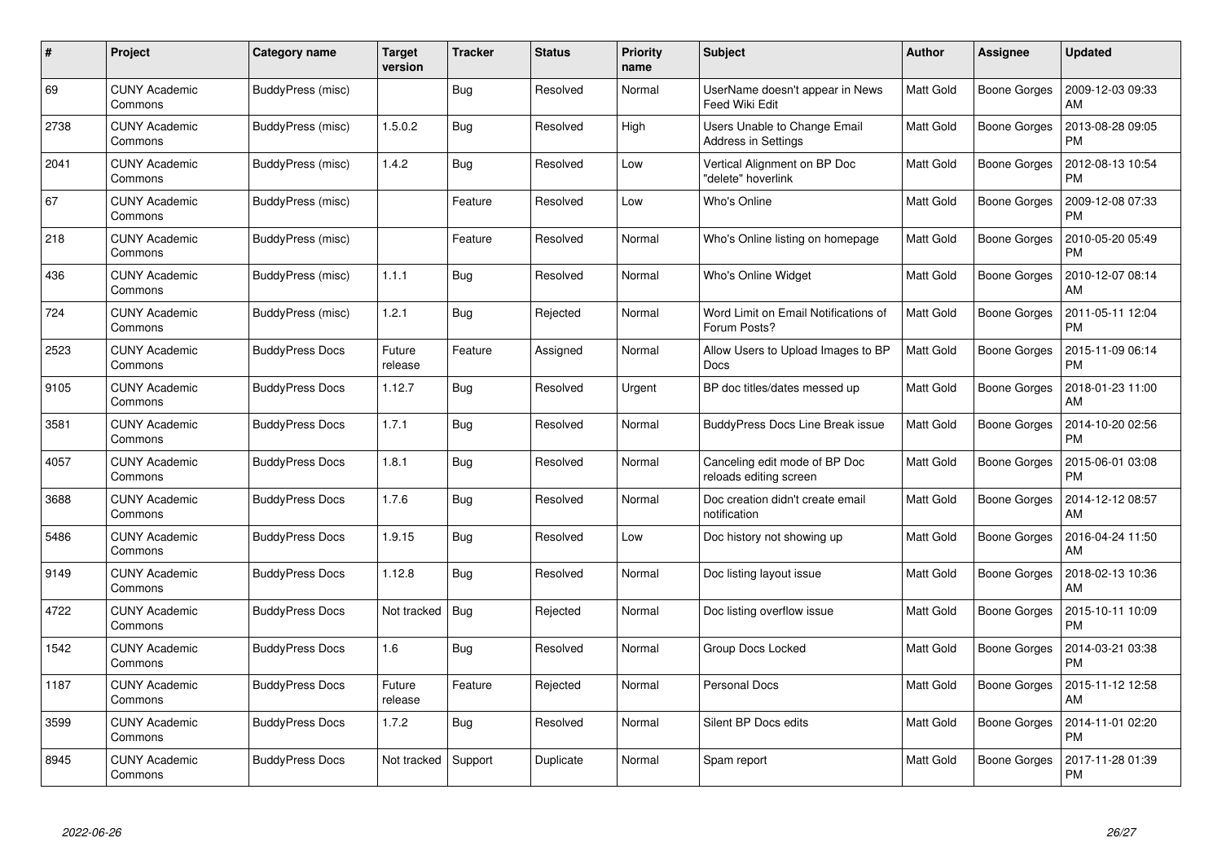| # | Project | Category name | Target version | Tracker | Status | Priority name | Subject | Author | Assignee | Updated |
|---|---|---|---|---|---|---|---|---|---|---|
| 69 | CUNY Academic Commons | BuddyPress (misc) | | Bug | Resolved | Normal | UserName doesn't appear in News Feed Wiki Edit | Matt Gold | Boone Gorges | 2009-12-03 09:33 AM |
| 2738 | CUNY Academic Commons | BuddyPress (misc) | 1.5.0.2 | Bug | Resolved | High | Users Unable to Change Email Address in Settings | Matt Gold | Boone Gorges | 2013-08-28 09:05 PM |
| 2041 | CUNY Academic Commons | BuddyPress (misc) | 1.4.2 | Bug | Resolved | Low | Vertical Alignment on BP Doc "delete" hoverlink | Matt Gold | Boone Gorges | 2012-08-13 10:54 PM |
| 67 | CUNY Academic Commons | BuddyPress (misc) | | Feature | Resolved | Low | Who's Online | Matt Gold | Boone Gorges | 2009-12-08 07:33 PM |
| 218 | CUNY Academic Commons | BuddyPress (misc) | | Feature | Resolved | Normal | Who's Online listing on homepage | Matt Gold | Boone Gorges | 2010-05-20 05:49 PM |
| 436 | CUNY Academic Commons | BuddyPress (misc) | 1.1.1 | Bug | Resolved | Normal | Who's Online Widget | Matt Gold | Boone Gorges | 2010-12-07 08:14 AM |
| 724 | CUNY Academic Commons | BuddyPress (misc) | 1.2.1 | Bug | Rejected | Normal | Word Limit on Email Notifications of Forum Posts? | Matt Gold | Boone Gorges | 2011-05-11 12:04 PM |
| 2523 | CUNY Academic Commons | BuddyPress Docs | Future release | Feature | Assigned | Normal | Allow Users to Upload Images to BP Docs | Matt Gold | Boone Gorges | 2015-11-09 06:14 PM |
| 9105 | CUNY Academic Commons | BuddyPress Docs | 1.12.7 | Bug | Resolved | Urgent | BP doc titles/dates messed up | Matt Gold | Boone Gorges | 2018-01-23 11:00 AM |
| 3581 | CUNY Academic Commons | BuddyPress Docs | 1.7.1 | Bug | Resolved | Normal | BuddyPress Docs Line Break issue | Matt Gold | Boone Gorges | 2014-10-20 02:56 PM |
| 4057 | CUNY Academic Commons | BuddyPress Docs | 1.8.1 | Bug | Resolved | Normal | Canceling edit mode of BP Doc reloads editing screen | Matt Gold | Boone Gorges | 2015-06-01 03:08 PM |
| 3688 | CUNY Academic Commons | BuddyPress Docs | 1.7.6 | Bug | Resolved | Normal | Doc creation didn't create email notification | Matt Gold | Boone Gorges | 2014-12-12 08:57 AM |
| 5486 | CUNY Academic Commons | BuddyPress Docs | 1.9.15 | Bug | Resolved | Low | Doc history not showing up | Matt Gold | Boone Gorges | 2016-04-24 11:50 AM |
| 9149 | CUNY Academic Commons | BuddyPress Docs | 1.12.8 | Bug | Resolved | Normal | Doc listing layout issue | Matt Gold | Boone Gorges | 2018-02-13 10:36 AM |
| 4722 | CUNY Academic Commons | BuddyPress Docs | Not tracked | Bug | Rejected | Normal | Doc listing overflow issue | Matt Gold | Boone Gorges | 2015-10-11 10:09 PM |
| 1542 | CUNY Academic Commons | BuddyPress Docs | 1.6 | Bug | Resolved | Normal | Group Docs Locked | Matt Gold | Boone Gorges | 2014-03-21 03:38 PM |
| 1187 | CUNY Academic Commons | BuddyPress Docs | Future release | Feature | Rejected | Normal | Personal Docs | Matt Gold | Boone Gorges | 2015-11-12 12:58 AM |
| 3599 | CUNY Academic Commons | BuddyPress Docs | 1.7.2 | Bug | Resolved | Normal | Silent BP Docs edits | Matt Gold | Boone Gorges | 2014-11-01 02:20 PM |
| 8945 | CUNY Academic Commons | BuddyPress Docs | Not tracked | Support | Duplicate | Normal | Spam report | Matt Gold | Boone Gorges | 2017-11-28 01:39 PM |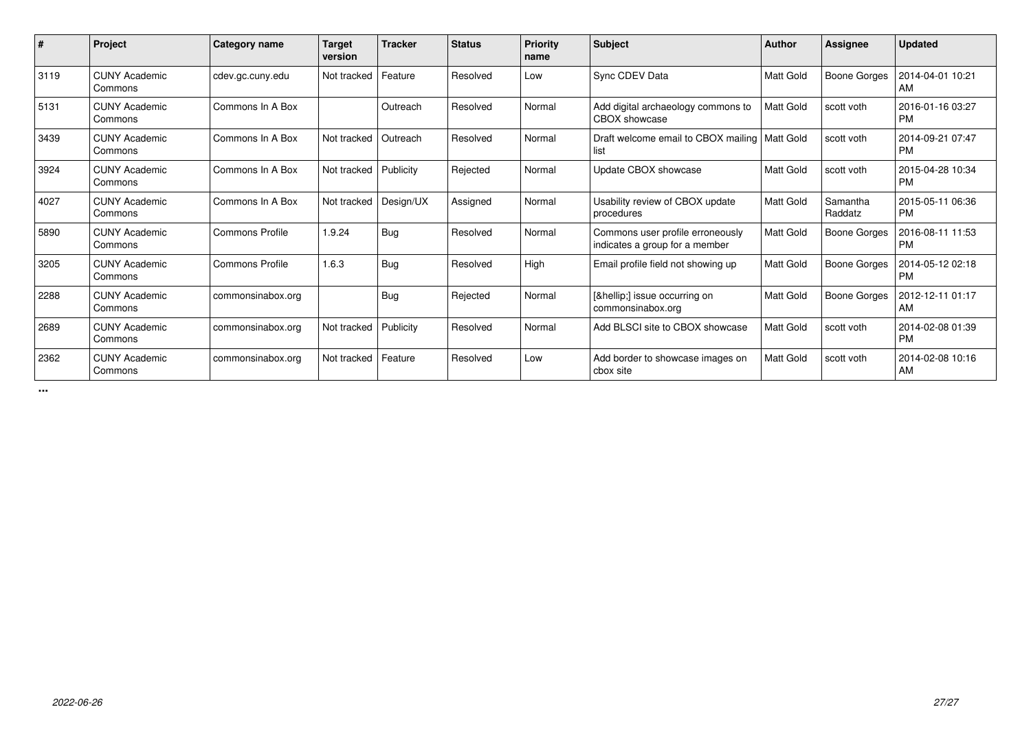| # | Project | Category name | Target version | Tracker | Status | Priority name | Subject | Author | Assignee | Updated |
|---|---|---|---|---|---|---|---|---|---|---|
| 3119 | CUNY Academic Commons | cdev.gc.cuny.edu | Not tracked | Feature | Resolved | Low | Sync CDEV Data | Matt Gold | Boone Gorges | 2014-04-01 10:21 AM |
| 5131 | CUNY Academic Commons | Commons In A Box | | Outreach | Resolved | Normal | Add digital archaeology commons to CBOX showcase | Matt Gold | scott voth | 2016-01-16 03:27 PM |
| 3439 | CUNY Academic Commons | Commons In A Box | Not tracked | Outreach | Resolved | Normal | Draft welcome email to CBOX mailing list | Matt Gold | scott voth | 2014-09-21 07:47 PM |
| 3924 | CUNY Academic Commons | Commons In A Box | Not tracked | Publicity | Rejected | Normal | Update CBOX showcase | Matt Gold | scott voth | 2015-04-28 10:34 PM |
| 4027 | CUNY Academic Commons | Commons In A Box | Not tracked | Design/UX | Assigned | Normal | Usability review of CBOX update procedures | Matt Gold | Samantha Raddatz | 2015-05-11 06:36 PM |
| 5890 | CUNY Academic Commons | Commons Profile | 1.9.24 | Bug | Resolved | Normal | Commons user profile erroneously indicates a group for a member | Matt Gold | Boone Gorges | 2016-08-11 11:53 PM |
| 3205 | CUNY Academic Commons | Commons Profile | 1.6.3 | Bug | Resolved | High | Email profile field not showing up | Matt Gold | Boone Gorges | 2014-05-12 02:18 PM |
| 2288 | CUNY Academic Commons | commonsinabox.org | | Bug | Rejected | Normal | [&hellip;] issue occurring on commonsinabox.org | Matt Gold | Boone Gorges | 2012-12-11 01:17 AM |
| 2689 | CUNY Academic Commons | commonsinabox.org | Not tracked | Publicity | Resolved | Normal | Add BLSCI site to CBOX showcase | Matt Gold | scott voth | 2014-02-08 01:39 PM |
| 2362 | CUNY Academic Commons | commonsinabox.org | Not tracked | Feature | Resolved | Low | Add border to showcase images on cbox site | Matt Gold | scott voth | 2014-02-08 10:16 AM |

...